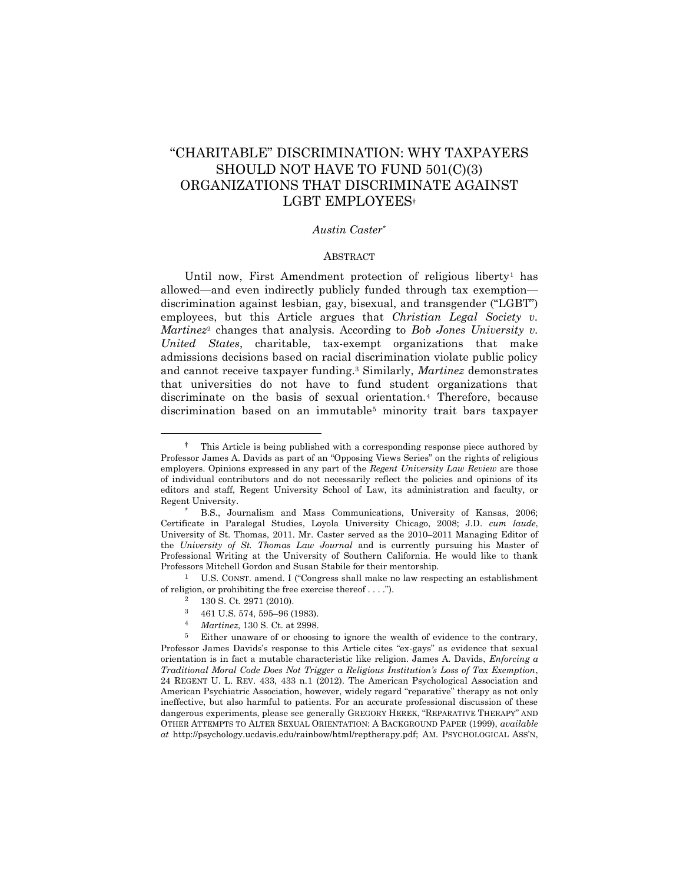# "CHARITABLE" DISCRIMINATION: WHY TAXPAYERS SHOULD NOT HAVE TO FUND 501(C)(3) ORGANIZATIONS THAT DISCRIMINATE AGAINST LGBT EMPLOYEES[†]

*Austin Caster*[*]

## ABSTRACT

Until now, First Amendment protection of religious liberty[1] has allowed—and even indirectly publicly funded through tax exemption—discrimination against lesbian, gay, bisexual, and transgender ("LGBT") employees, but this Article argues that *Christian Legal Society v. Martinez*[2] changes that analysis. According to *Bob Jones University v. United States*, charitable, tax-exempt organizations that make admissions decisions based on racial discrimination violate public policy and cannot receive taxpayer funding.[3] Similarly, *Martinez* demonstrates that universities do not have to fund student organizations that discriminate on the basis of sexual orientation.[4] Therefore, because discrimination based on an immutable[5] minority trait bars taxpayer

---

[†] This Article is being published with a corresponding response piece authored by Professor James A. Davids as part of an "Opposing Views Series" on the rights of religious employers. Opinions expressed in any part of the *Regent University Law Review* are those of individual contributors and do not necessarily reflect the policies and opinions of its editors and staff, Regent University School of Law, its administration and faculty, or Regent University.

[*] B.S., Journalism and Mass Communications, University of Kansas, 2006; Certificate in Paralegal Studies, Loyola University Chicago, 2008; J.D. *cum laude*, University of St. Thomas, 2011. Mr. Caster served as the 2010–2011 Managing Editor of the *University of St. Thomas Law Journal* and is currently pursuing his Master of Professional Writing at the University of Southern California. He would like to thank Professors Mitchell Gordon and Susan Stabile for their mentorship.

[1] U.S. CONST. amend. I ("Congress shall make no law respecting an establishment of religion, or prohibiting the free exercise thereof . . . .").

[2] 130 S. Ct. 2971 (2010).

[3] 461 U.S. 574, 595–96 (1983).

[4] *Martinez*, 130 S. Ct. at 2998.

[5] Either unaware of or choosing to ignore the wealth of evidence to the contrary, Professor James Davids's response to this Article cites "ex-gays" as evidence that sexual orientation is in fact a mutable characteristic like religion. James A. Davids, *Enforcing a Traditional Moral Code Does Not Trigger a Religious Institution's Loss of Tax Exemption*, 24 REGENT U. L. REV. 433, 433 n.1 (2012). The American Psychological Association and American Psychiatric Association, however, widely regard "reparative" therapy as not only ineffective, but also harmful to patients. For an accurate professional discussion of these dangerous experiments, please see generally GREGORY HEREK, "REPARATIVE THERAPY" AND OTHER ATTEMPTS TO ALTER SEXUAL ORIENTATION: A BACKGROUND PAPER (1999), *available at* http://psychology.ucdavis.edu/rainbow/html/reptherapy.pdf; AM. PSYCHOLOGICAL ASS'N,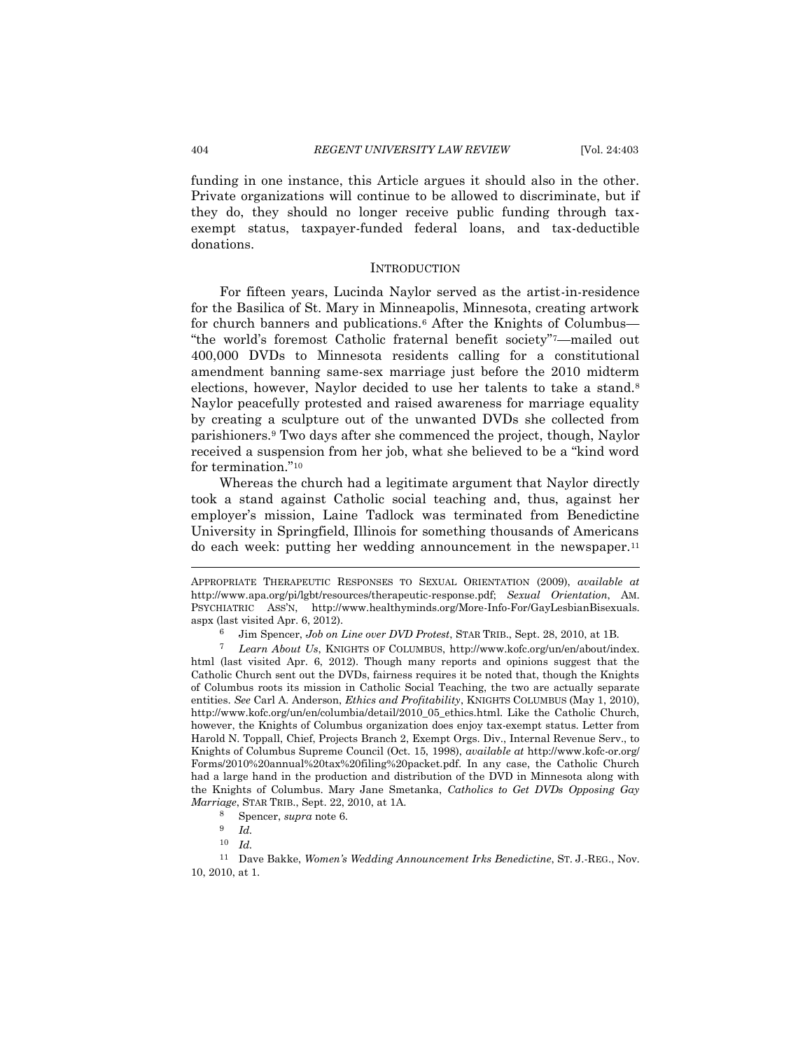funding in one instance, this Article argues it should also in the other. Private organizations will continue to be allowed to discriminate, but if they do, they should no longer receive public funding through tax-exempt status, taxpayer-funded federal loans, and tax-deductible donations.

## INTRODUCTION

For fifteen years, Lucinda Naylor served as the artist-in-residence for the Basilica of St. Mary in Minneapolis, Minnesota, creating artwork for church banners and publications.[6] After the Knights of Columbus—"the world's foremost Catholic fraternal benefit society"[7]—mailed out 400,000 DVDs to Minnesota residents calling for a constitutional amendment banning same-sex marriage just before the 2010 midterm elections, however, Naylor decided to use her talents to take a stand.[8] Naylor peacefully protested and raised awareness for marriage equality by creating a sculpture out of the unwanted DVDs she collected from parishioners.[9] Two days after she commenced the project, though, Naylor received a suspension from her job, what she believed to be a "kind word for termination."[10]

Whereas the church had a legitimate argument that Naylor directly took a stand against Catholic social teaching and, thus, against her employer's mission, Laine Tadlock was terminated from Benedictine University in Springfield, Illinois for something thousands of Americans do each week: putting her wedding announcement in the newspaper.[11]

---

APPROPRIATE THERAPEUTIC RESPONSES TO SEXUAL ORIENTATION (2009), *available at* http://www.apa.org/pi/lgbt/resources/therapeutic-response.pdf; *Sexual Orientation*, AM. PSYCHIATRIC ASS'N, http://www.healthyminds.org/More-Info-For/GayLesbianBisexuals.aspx (last visited Apr. 6, 2012).

[6] Jim Spencer, *Job on Line over DVD Protest*, STAR TRIB., Sept. 28, 2010, at 1B.

[7] *Learn About Us*, KNIGHTS OF COLUMBUS, http://www.kofc.org/un/en/about/index.html (last visited Apr. 6, 2012). Though many reports and opinions suggest that the Catholic Church sent out the DVDs, fairness requires it be noted that, though the Knights of Columbus roots its mission in Catholic Social Teaching, the two are actually separate entities. *See* Carl A. Anderson, *Ethics and Profitability*, KNIGHTS COLUMBUS (May 1, 2010), http://www.kofc.org/un/en/columbia/detail/2010_05_ethics.html. Like the Catholic Church, however, the Knights of Columbus organization does enjoy tax-exempt status. Letter from Harold N. Toppall, Chief, Projects Branch 2, Exempt Orgs. Div., Internal Revenue Serv., to Knights of Columbus Supreme Council (Oct. 15, 1998), *available at* http://www.kofc-or.org/Forms/2010%20annual%20tax%20filing%20packet.pdf. In any case, the Catholic Church had a large hand in the production and distribution of the DVD in Minnesota along with the Knights of Columbus. Mary Jane Smetanka, *Catholics to Get DVDs Opposing Gay Marriage*, STAR TRIB., Sept. 22, 2010, at 1A.

[8] Spencer, *supra* note 6.

[9] *Id.*

[10] *Id.*

[11] Dave Bakke, *Women's Wedding Announcement Irks Benedictine*, ST. J.-REG., Nov. 10, 2010, at 1.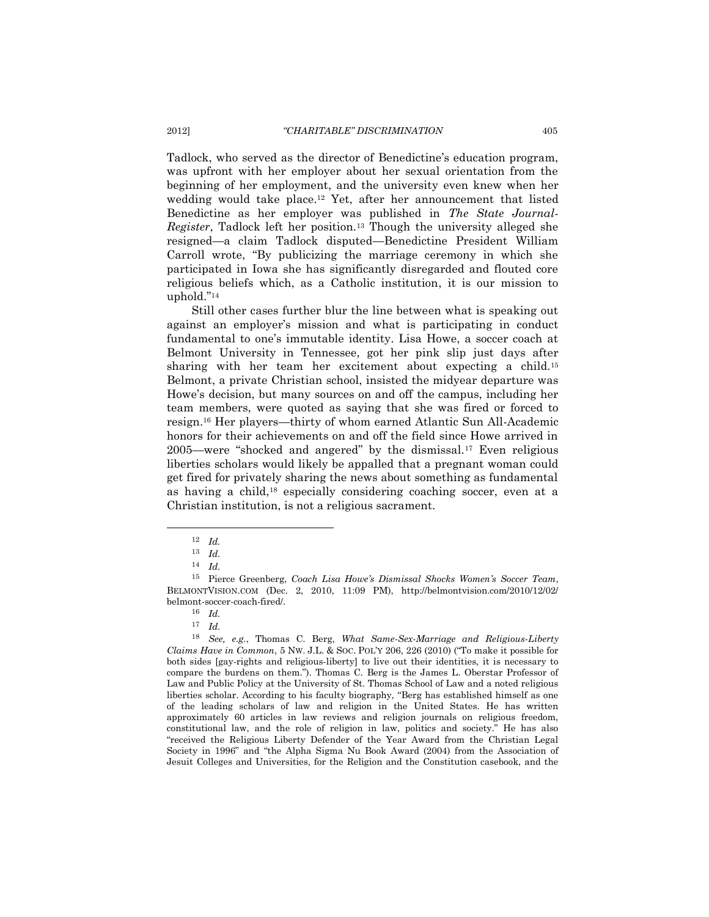Tadlock, who served as the director of Benedictine's education program, was upfront with her employer about her sexual orientation from the beginning of her employment, and the university even knew when her wedding would take place.[12] Yet, after her announcement that listed Benedictine as her employer was published in *The State Journal-Register*, Tadlock left her position.[13] Though the university alleged she resigned—a claim Tadlock disputed—Benedictine President William Carroll wrote, "By publicizing the marriage ceremony in which she participated in Iowa she has significantly disregarded and flouted core religious beliefs which, as a Catholic institution, it is our mission to uphold."[14]

Still other cases further blur the line between what is speaking out against an employer's mission and what is participating in conduct fundamental to one's immutable identity. Lisa Howe, a soccer coach at Belmont University in Tennessee, got her pink slip just days after sharing with her team her excitement about expecting a child.[15] Belmont, a private Christian school, insisted the midyear departure was Howe's decision, but many sources on and off the campus, including her team members, were quoted as saying that she was fired or forced to resign.[16] Her players—thirty of whom earned Atlantic Sun All-Academic honors for their achievements on and off the field since Howe arrived in 2005—were "shocked and angered" by the dismissal.[17] Even religious liberties scholars would likely be appalled that a pregnant woman could get fired for privately sharing the news about something as fundamental as having a child,[18] especially considering coaching soccer, even at a Christian institution, is not a religious sacrament.

---

[12] *Id.*

[13] *Id.*

[14] *Id.*

[15] Pierce Greenberg, *Coach Lisa Howe's Dismissal Shocks Women's Soccer Team*, BELMONTVISION.COM (Dec. 2, 2010, 11:09 PM), http://belmontvision.com/2010/12/02/belmont-soccer-coach-fired/.

[16] *Id.*

[17] *Id.*

[18] *See, e.g.*, Thomas C. Berg, *What Same-Sex-Marriage and Religious-Liberty Claims Have in Common*, 5 NW. J.L. & SOC. POL'Y 206, 226 (2010) ("To make it possible for both sides [gay-rights and religious-liberty] to live out their identities, it is necessary to compare the burdens on them."). Thomas C. Berg is the James L. Oberstar Professor of Law and Public Policy at the University of St. Thomas School of Law and a noted religious liberties scholar. According to his faculty biography, "Berg has established himself as one of the leading scholars of law and religion in the United States. He has written approximately 60 articles in law reviews and religion journals on religious freedom, constitutional law, and the role of religion in law, politics and society." He has also "received the Religious Liberty Defender of the Year Award from the Christian Legal Society in 1996" and "the Alpha Sigma Nu Book Award (2004) from the Association of Jesuit Colleges and Universities, for the Religion and the Constitution casebook, and the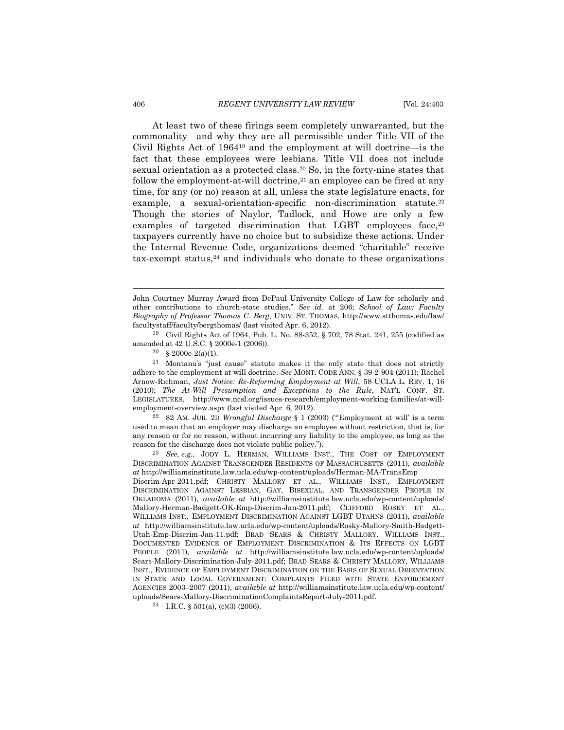At least two of these firings seem completely unwarranted, but the commonality—and why they are all permissible under Title VII of the Civil Rights Act of 1964[19] and the employment at will doctrine—is the fact that these employees were lesbians. Title VII does not include sexual orientation as a protected class.[20] So, in the forty-nine states that follow the employment-at-will doctrine,[21] an employee can be fired at any time, for any (or no) reason at all, unless the state legislature enacts, for example, a sexual-orientation-specific non-discrimination statute.[22] Though the stories of Naylor, Tadlock, and Howe are only a few examples of targeted discrimination that LGBT employees face,[23] taxpayers currently have no choice but to subsidize these actions. Under the Internal Revenue Code, organizations deemed "charitable" receive tax-exempt status,[24] and individuals who donate to these organizations

---

John Courtney Murray Award from DePaul University College of Law for scholarly and other contributions to church-state studies." *See id.* at 206; *School of Law: Faculty Biography of Professor Thomas C. Berg*, UNIV. ST. THOMAS, http://www.stthomas.edu/law/facultystaff/faculty/bergthomas/ (last visited Apr. 6, 2012).

[19] Civil Rights Act of 1964, Pub. L. No. 88-352, § 702, 78 Stat. 241, 255 (codified as amended at 42 U.S.C. § 2000e-1 (2006)).

[20] § 2000e-2(a)(1).

[21] Montana's "just cause" statute makes it the only state that does not strictly adhere to the employment at will doctrine. *See* MONT. CODE ANN. § 39-2-904 (2011); Rachel Arnow-Richman, *Just Notice: Re-Reforming Employment at Will*, 58 UCLA L. REV. 1, 16 (2010); *The At-Will Presumption and Exceptions to the Rule*, NAT'L CONF. ST. LEGISLATURES, http://www.ncsl.org/issues-research/employment-working-families/at-will-employment-overview.aspx (last visited Apr. 6, 2012).

[22] 82 AM. JUR. 2D *Wrongful Discharge* § 1 (2003) ("'Employment at will' is a term used to mean that an employer may discharge an employee without restriction, that is, for any reason or for no reason, without incurring any liability to the employee, as long as the reason for the discharge does not violate public policy.").

[23] *See, e.g.*, JODY L. HERMAN, WILLIAMS INST., THE COST OF EMPLOYMENT DISCRIMINATION AGAINST TRANSGENDER RESIDENTS OF MASSACHUSETTS (2011), *available at* http://williamsinstitute.law.ucla.edu/wp-content/uploads/Herman-MA-TransEmpDiscrim-Apr-2011.pdf; CHRISTY MALLORY ET AL., WILLIAMS INST., EMPLOYMENT DISCRIMINATION AGAINST LESBIAN, GAY, BISEXUAL, AND TRANSGENDER PEOPLE IN OKLAHOMA (2011), *available at* http://williamsinstitute.law.ucla.edu/wp-content/uploads/Mallory-Herman-Badgett-OK-Emp-Discrim-Jan-2011.pdf; CLIFFORD ROSKY ET AL., WILLIAMS INST., EMPLOYMENT DISCRIMINATION AGAINST LGBT UTAHNS (2011), *available at* http://williamsinstitute.law.ucla.edu/wp-content/uploads/Rosky-Mallory-Smith-Badgett-Utah-Emp-Discrim-Jan-11.pdf; BRAD SEARS & CHRISTY MALLORY, WILLIAMS INST., DOCUMENTED EVIDENCE OF EMPLOYMENT DISCRIMINATION & ITS EFFECTS ON LGBT PEOPLE (2011), *available at* http://williamsinstitute.law.ucla.edu/wp-content/uploads/Sears-Mallory-Discrimination-July-2011.pdf; BRAD SEARS & CHRISTY MALLORY, WILLIAMS INST., EVIDENCE OF EMPLOYMENT DISCRIMINATION ON THE BASIS OF SEXUAL ORIENTATION IN STATE AND LOCAL GOVERNMENT: COMPLAINTS FILED WITH STATE ENFORCEMENT AGENCIES 2003–2007 (2011), *available at* http://williamsinstitute.law.ucla.edu/wp-content/uploads/Sears-Mallory-DiscriminationComplaintsReport-July-2011.pdf.

[24] I.R.C. § 501(a), (c)(3) (2006).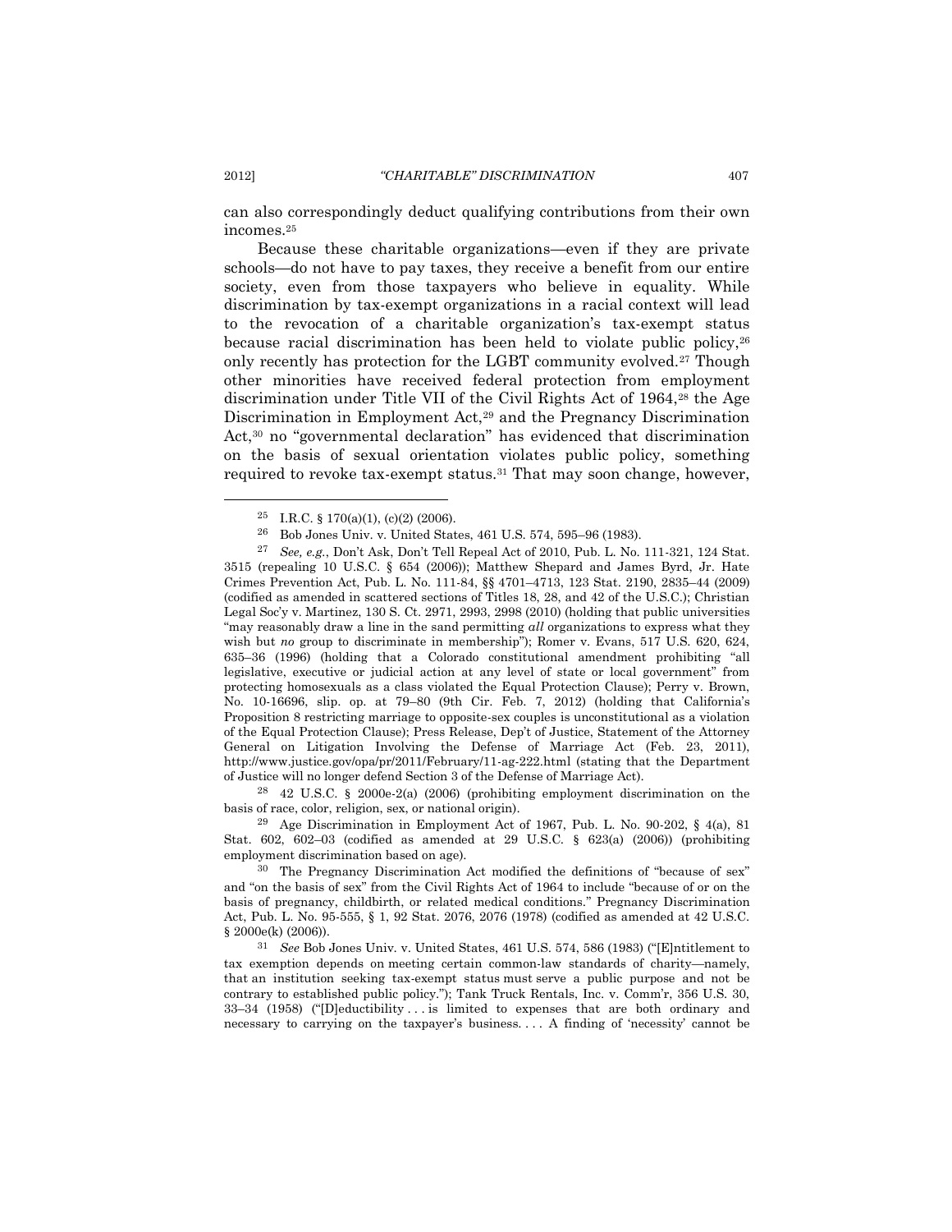can also correspondingly deduct qualifying contributions from their own incomes.[25]

Because these charitable organizations—even if they are private schools—do not have to pay taxes, they receive a benefit from our entire society, even from those taxpayers who believe in equality. While discrimination by tax-exempt organizations in a racial context will lead to the revocation of a charitable organization's tax-exempt status because racial discrimination has been held to violate public policy,[26] only recently has protection for the LGBT community evolved.[27] Though other minorities have received federal protection from employment discrimination under Title VII of the Civil Rights Act of 1964,[28] the Age Discrimination in Employment Act,[29] and the Pregnancy Discrimination Act,[30] no "governmental declaration" has evidenced that discrimination on the basis of sexual orientation violates public policy, something required to revoke tax-exempt status.[31] That may soon change, however,

---

[25] I.R.C. § 170(a)(1), (c)(2) (2006).

[26] Bob Jones Univ. v. United States, 461 U.S. 574, 595–96 (1983).

[27] *See, e.g.*, Don't Ask, Don't Tell Repeal Act of 2010, Pub. L. No. 111-321, 124 Stat. 3515 (repealing 10 U.S.C. § 654 (2006)); Matthew Shepard and James Byrd, Jr. Hate Crimes Prevention Act, Pub. L. No. 111-84, §§ 4701–4713, 123 Stat. 2190, 2835–44 (2009) (codified as amended in scattered sections of Titles 18, 28, and 42 of the U.S.C.); Christian Legal Soc'y v. Martinez, 130 S. Ct. 2971, 2993, 2998 (2010) (holding that public universities "may reasonably draw a line in the sand permitting *all* organizations to express what they wish but *no* group to discriminate in membership"); Romer v. Evans, 517 U.S. 620, 624, 635–36 (1996) (holding that a Colorado constitutional amendment prohibiting "all legislative, executive or judicial action at any level of state or local government" from protecting homosexuals as a class violated the Equal Protection Clause); Perry v. Brown, No. 10-16696, slip. op. at 79–80 (9th Cir. Feb. 7, 2012) (holding that California's Proposition 8 restricting marriage to opposite-sex couples is unconstitutional as a violation of the Equal Protection Clause); Press Release, Dep't of Justice, Statement of the Attorney General on Litigation Involving the Defense of Marriage Act (Feb. 23, 2011), http://www.justice.gov/opa/pr/2011/February/11-ag-222.html (stating that the Department of Justice will no longer defend Section 3 of the Defense of Marriage Act).

[28] 42 U.S.C. § 2000e-2(a) (2006) (prohibiting employment discrimination on the basis of race, color, religion, sex, or national origin).

[29] Age Discrimination in Employment Act of 1967, Pub. L. No. 90-202, § 4(a), 81 Stat. 602, 602–03 (codified as amended at 29 U.S.C. § 623(a) (2006)) (prohibiting employment discrimination based on age).

[30] The Pregnancy Discrimination Act modified the definitions of "because of sex" and "on the basis of sex" from the Civil Rights Act of 1964 to include "because of or on the basis of pregnancy, childbirth, or related medical conditions." Pregnancy Discrimination Act, Pub. L. No. 95-555, § 1, 92 Stat. 2076, 2076 (1978) (codified as amended at 42 U.S.C. § 2000e(k) (2006)).

[31] *See* Bob Jones Univ. v. United States, 461 U.S. 574, 586 (1983) ("[E]ntitlement to tax exemption depends on meeting certain common-law standards of charity—namely, that an institution seeking tax-exempt status must serve a public purpose and not be contrary to established public policy."); Tank Truck Rentals, Inc. v. Comm'r, 356 U.S. 30, 33–34 (1958) ("[D]eductibility . . . is limited to expenses that are both ordinary and necessary to carrying on the taxpayer's business. . . . A finding of 'necessity' cannot be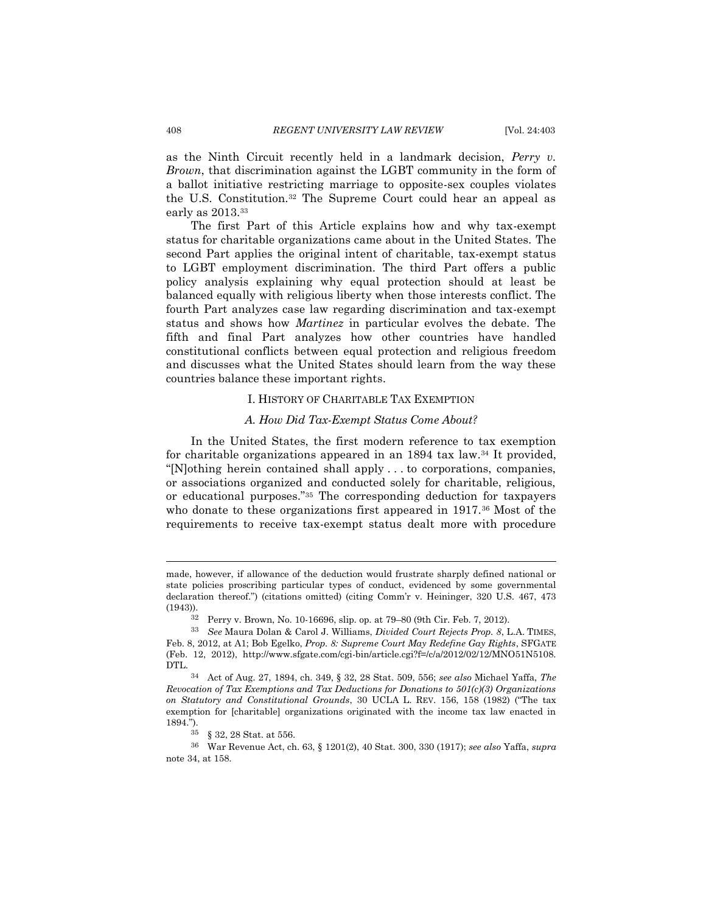as the Ninth Circuit recently held in a landmark decision, *Perry v. Brown*, that discrimination against the LGBT community in the form of a ballot initiative restricting marriage to opposite-sex couples violates the U.S. Constitution.[32] The Supreme Court could hear an appeal as early as 2013.[33]

The first Part of this Article explains how and why tax-exempt status for charitable organizations came about in the United States. The second Part applies the original intent of charitable, tax-exempt status to LGBT employment discrimination. The third Part offers a public policy analysis explaining why equal protection should at least be balanced equally with religious liberty when those interests conflict. The fourth Part analyzes case law regarding discrimination and tax-exempt status and shows how *Martinez* in particular evolves the debate. The fifth and final Part analyzes how other countries have handled constitutional conflicts between equal protection and religious freedom and discusses what the United States should learn from the way these countries balance these important rights.

## I. HISTORY OF CHARITABLE TAX EXEMPTION

### *A. How Did Tax-Exempt Status Come About?*

In the United States, the first modern reference to tax exemption for charitable organizations appeared in an 1894 tax law.[34] It provided, "[N]othing herein contained shall apply . . . to corporations, companies, or associations organized and conducted solely for charitable, religious, or educational purposes."[35] The corresponding deduction for taxpayers who donate to these organizations first appeared in 1917.[36] Most of the requirements to receive tax-exempt status dealt more with procedure

---

made, however, if allowance of the deduction would frustrate sharply defined national or state policies proscribing particular types of conduct, evidenced by some governmental declaration thereof.") (citations omitted) (citing Comm'r v. Heininger, 320 U.S. 467, 473 (1943)).

[32] Perry v. Brown, No. 10-16696, slip. op. at 79–80 (9th Cir. Feb. 7, 2012).

[33] *See* Maura Dolan & Carol J. Williams, *Divided Court Rejects Prop. 8*, L.A. TIMES, Feb. 8, 2012, at A1; Bob Egelko, *Prop. 8: Supreme Court May Redefine Gay Rights*, SFGATE (Feb. 12, 2012), http://www.sfgate.com/cgi-bin/article.cgi?f=/c/a/2012/02/12/MNO51N5108.DTL.

[34] Act of Aug. 27, 1894, ch. 349, § 32, 28 Stat. 509, 556; *see also* Michael Yaffa, *The Revocation of Tax Exemptions and Tax Deductions for Donations to 501(c)(3) Organizations on Statutory and Constitutional Grounds*, 30 UCLA L. REV. 156, 158 (1982) ("The tax exemption for [charitable] organizations originated with the income tax law enacted in 1894.").

[35] § 32, 28 Stat. at 556.

[36] War Revenue Act, ch. 63, § 1201(2), 40 Stat. 300, 330 (1917); *see also* Yaffa, *supra* note 34, at 158.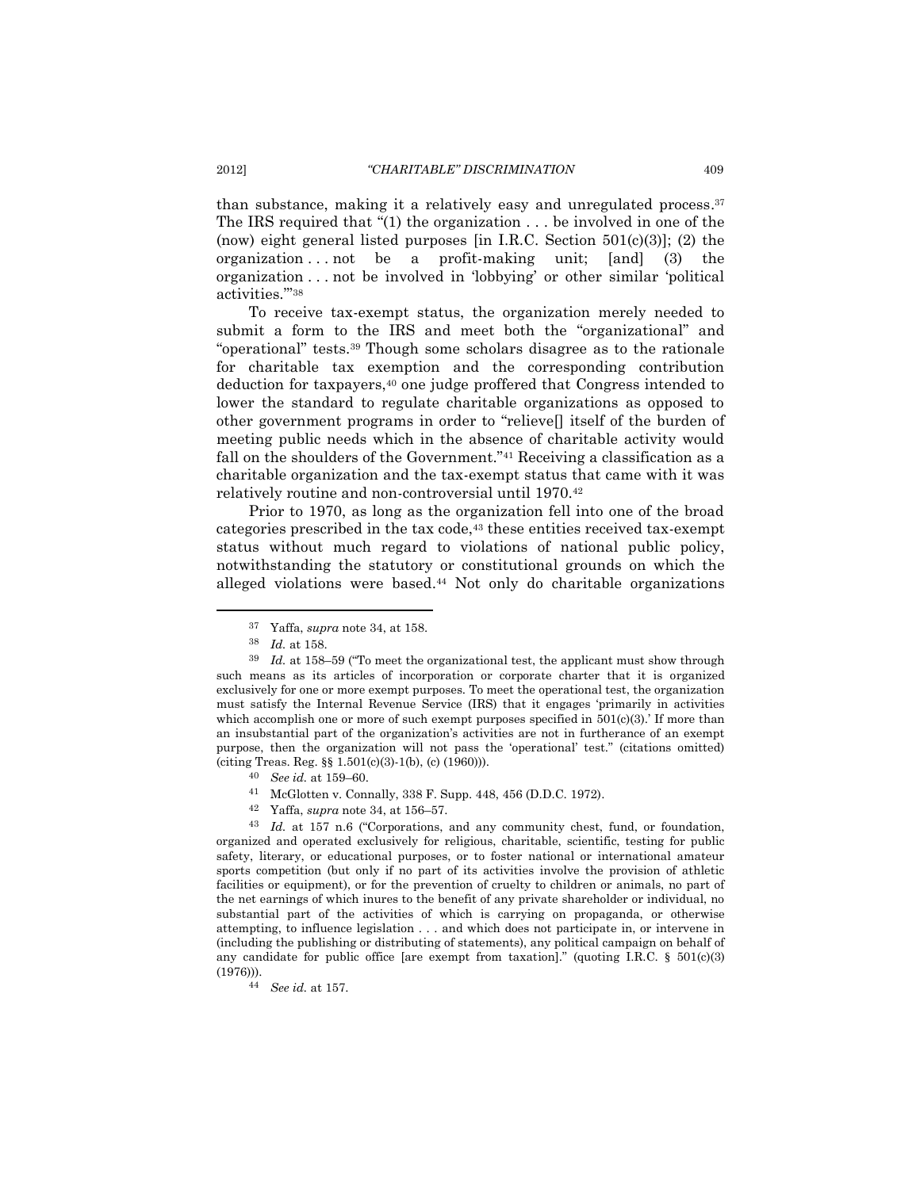than substance, making it a relatively easy and unregulated process.[37] The IRS required that "(1) the organization . . . be involved in one of the (now) eight general listed purposes [in I.R.C. Section 501(c)(3)]; (2) the organization . . . not be a profit-making unit; [and] (3) the organization . . . not be involved in 'lobbying' or other similar 'political activities.'"[38]

To receive tax-exempt status, the organization merely needed to submit a form to the IRS and meet both the "organizational" and "operational" tests.[39] Though some scholars disagree as to the rationale for charitable tax exemption and the corresponding contribution deduction for taxpayers,[40] one judge proffered that Congress intended to lower the standard to regulate charitable organizations as opposed to other government programs in order to "relieve[] itself of the burden of meeting public needs which in the absence of charitable activity would fall on the shoulders of the Government."[41] Receiving a classification as a charitable organization and the tax-exempt status that came with it was relatively routine and non-controversial until 1970.[42]

Prior to 1970, as long as the organization fell into one of the broad categories prescribed in the tax code,[43] these entities received tax-exempt status without much regard to violations of national public policy, notwithstanding the statutory or constitutional grounds on which the alleged violations were based.[44] Not only do charitable organizations

---

[37] Yaffa, *supra* note 34, at 158.

[38] *Id.* at 158.

[39] *Id.* at 158–59 ("To meet the organizational test, the applicant must show through such means as its articles of incorporation or corporate charter that it is organized exclusively for one or more exempt purposes. To meet the operational test, the organization must satisfy the Internal Revenue Service (IRS) that it engages 'primarily in activities which accomplish one or more of such exempt purposes specified in 501(c)(3).' If more than an insubstantial part of the organization's activities are not in furtherance of an exempt purpose, then the organization will not pass the 'operational' test." (citations omitted) (citing Treas. Reg. §§ 1.501(c)(3)-1(b), (c) (1960))).

[40] *See id.* at 159–60.

[41] McGlotten v. Connally, 338 F. Supp. 448, 456 (D.D.C. 1972).

[42] Yaffa, *supra* note 34, at 156–57.

[43] *Id.* at 157 n.6 ("Corporations, and any community chest, fund, or foundation, organized and operated exclusively for religious, charitable, scientific, testing for public safety, literary, or educational purposes, or to foster national or international amateur sports competition (but only if no part of its activities involve the provision of athletic facilities or equipment), or for the prevention of cruelty to children or animals, no part of the net earnings of which inures to the benefit of any private shareholder or individual, no substantial part of the activities of which is carrying on propaganda, or otherwise attempting, to influence legislation . . . and which does not participate in, or intervene in (including the publishing or distributing of statements), any political campaign on behalf of any candidate for public office [are exempt from taxation]." (quoting I.R.C. § 501(c)(3) (1976))).

[44] *See id.* at 157.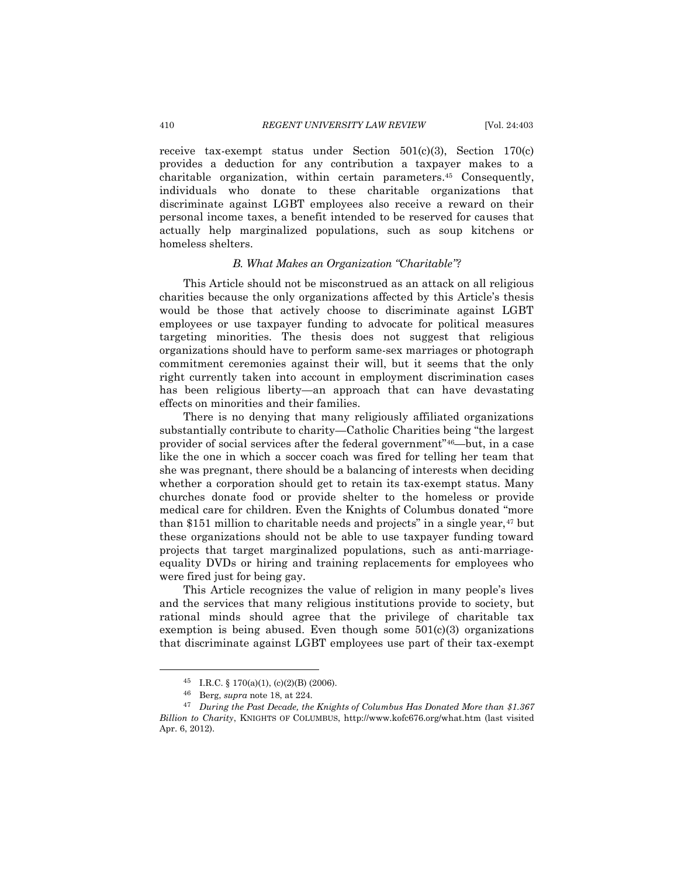receive tax-exempt status under Section 501(c)(3), Section 170(c) provides a deduction for any contribution a taxpayer makes to a charitable organization, within certain parameters.[45] Consequently, individuals who donate to these charitable organizations that discriminate against LGBT employees also receive a reward on their personal income taxes, a benefit intended to be reserved for causes that actually help marginalized populations, such as soup kitchens or homeless shelters.

### *B. What Makes an Organization "Charitable"?*

This Article should not be misconstrued as an attack on all religious charities because the only organizations affected by this Article's thesis would be those that actively choose to discriminate against LGBT employees or use taxpayer funding to advocate for political measures targeting minorities. The thesis does not suggest that religious organizations should have to perform same-sex marriages or photograph commitment ceremonies against their will, but it seems that the only right currently taken into account in employment discrimination cases has been religious liberty—an approach that can have devastating effects on minorities and their families.

There is no denying that many religiously affiliated organizations substantially contribute to charity—Catholic Charities being "the largest provider of social services after the federal government"[46]—but, in a case like the one in which a soccer coach was fired for telling her team that she was pregnant, there should be a balancing of interests when deciding whether a corporation should get to retain its tax-exempt status. Many churches donate food or provide shelter to the homeless or provide medical care for children. Even the Knights of Columbus donated "more than $151 million to charitable needs and projects" in a single year,[47] but these organizations should not be able to use taxpayer funding toward projects that target marginalized populations, such as anti-marriage-equality DVDs or hiring and training replacements for employees who were fired just for being gay.

This Article recognizes the value of religion in many people's lives and the services that many religious institutions provide to society, but rational minds should agree that the privilege of charitable tax exemption is being abused. Even though some 501(c)(3) organizations that discriminate against LGBT employees use part of their tax-exempt

---

[45] I.R.C. § 170(a)(1), (c)(2)(B) (2006).

[46] Berg, *supra* note 18, at 224.

[47] *During the Past Decade, the Knights of Columbus Has Donated More than $1.367 Billion to Charity*, KNIGHTS OF COLUMBUS, http://www.kofc676.org/what.htm (last visited Apr. 6, 2012).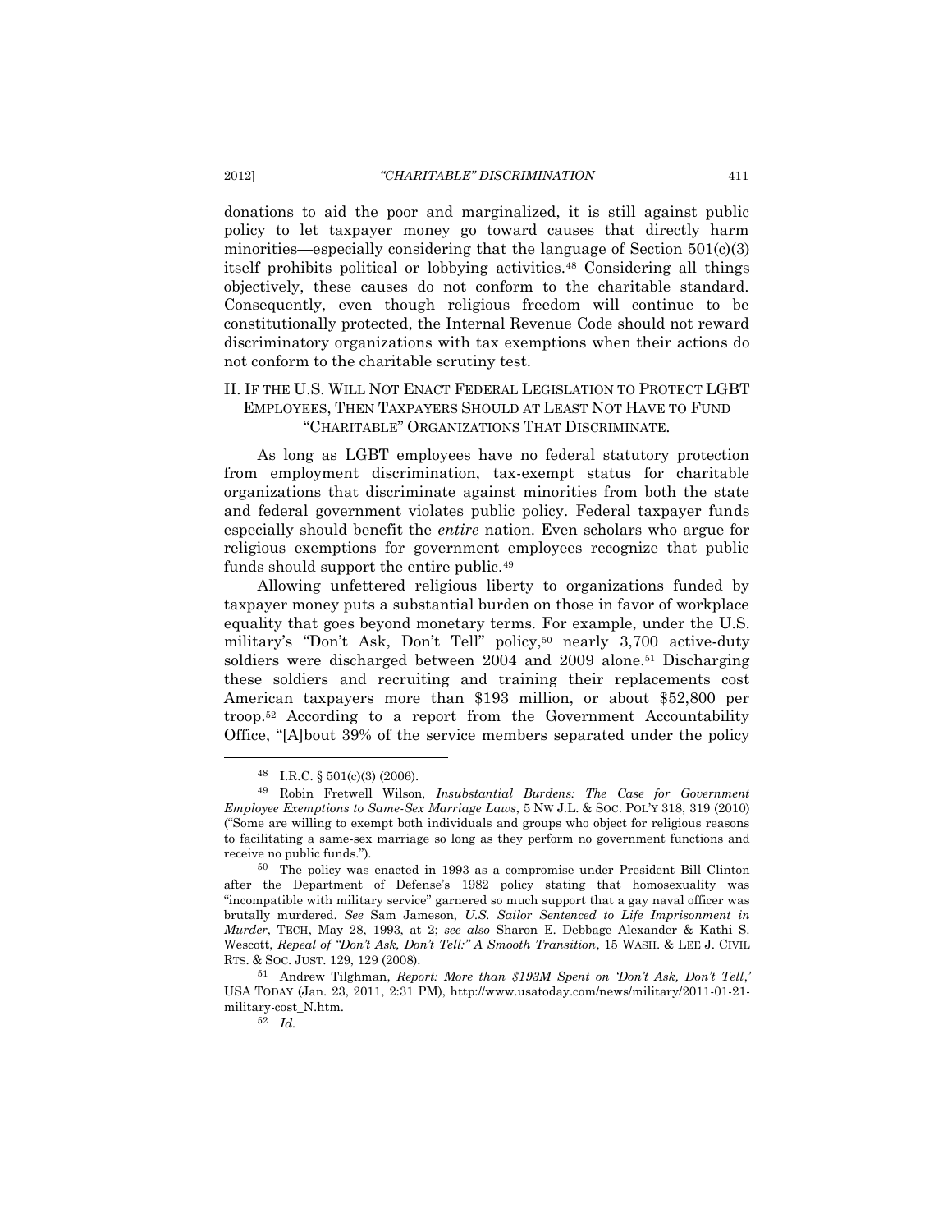donations to aid the poor and marginalized, it is still against public policy to let taxpayer money go toward causes that directly harm minorities—especially considering that the language of Section 501(c)(3) itself prohibits political or lobbying activities.[48] Considering all things objectively, these causes do not conform to the charitable standard. Consequently, even though religious freedom will continue to be constitutionally protected, the Internal Revenue Code should not reward discriminatory organizations with tax exemptions when their actions do not conform to the charitable scrutiny test.

## II. IF THE U.S. WILL NOT ENACT FEDERAL LEGISLATION TO PROTECT LGBT EMPLOYEES, THEN TAXPAYERS SHOULD AT LEAST NOT HAVE TO FUND "CHARITABLE" ORGANIZATIONS THAT DISCRIMINATE.

As long as LGBT employees have no federal statutory protection from employment discrimination, tax-exempt status for charitable organizations that discriminate against minorities from both the state and federal government violates public policy. Federal taxpayer funds especially should benefit the *entire* nation. Even scholars who argue for religious exemptions for government employees recognize that public funds should support the entire public.[49]

Allowing unfettered religious liberty to organizations funded by taxpayer money puts a substantial burden on those in favor of workplace equality that goes beyond monetary terms. For example, under the U.S. military's "Don't Ask, Don't Tell" policy,[50] nearly 3,700 active-duty soldiers were discharged between 2004 and 2009 alone.[51] Discharging these soldiers and recruiting and training their replacements cost American taxpayers more than $193 million, or about $52,800 per troop.[52] According to a report from the Government Accountability Office, "[A]bout 39% of the service members separated under the policy

---

[48] I.R.C. § 501(c)(3) (2006).

[49] Robin Fretwell Wilson, *Insubstantial Burdens: The Case for Government Employee Exemptions to Same-Sex Marriage Laws*, 5 NW J.L. & SOC. POL'Y 318, 319 (2010) ("Some are willing to exempt both individuals and groups who object for religious reasons to facilitating a same-sex marriage so long as they perform no government functions and receive no public funds.").

[50] The policy was enacted in 1993 as a compromise under President Bill Clinton after the Department of Defense's 1982 policy stating that homosexuality was "incompatible with military service" garnered so much support that a gay naval officer was brutally murdered. *See* Sam Jameson, *U.S. Sailor Sentenced to Life Imprisonment in Murder*, TECH, May 28, 1993, at 2; *see also* Sharon E. Debbage Alexander & Kathi S. Wescott, *Repeal of "Don't Ask, Don't Tell:" A Smooth Transition*, 15 WASH. & LEE J. CIVIL RTS. & SOC. JUST. 129, 129 (2008).

[51] Andrew Tilghman, *Report: More than $193M Spent on 'Don't Ask, Don't Tell*,' USA TODAY (Jan. 23, 2011, 2:31 PM), http://www.usatoday.com/news/military/2011-01-21-military-cost_N.htm.

[52] *Id.*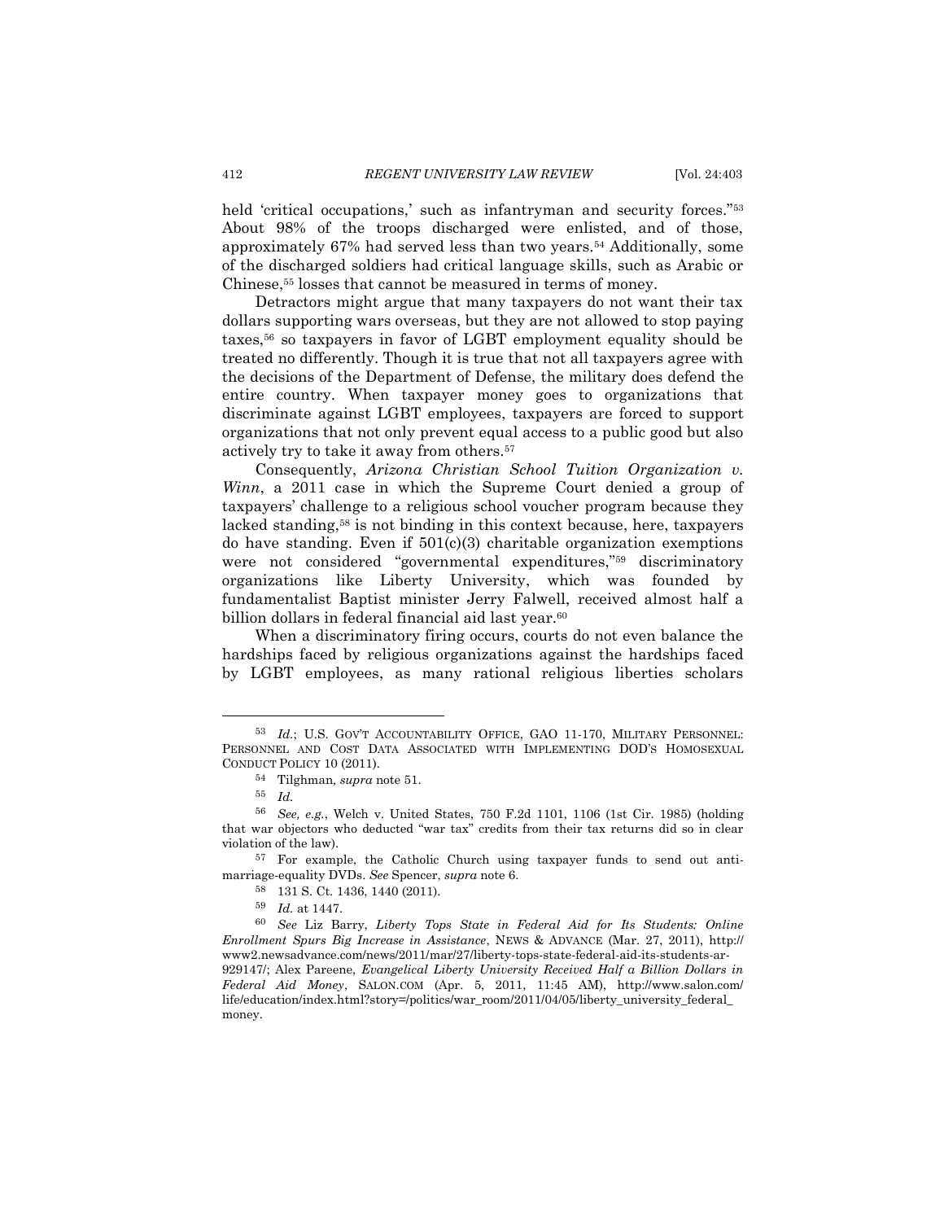held 'critical occupations,' such as infantryman and security forces."[53] About 98% of the troops discharged were enlisted, and of those, approximately 67% had served less than two years.[54] Additionally, some of the discharged soldiers had critical language skills, such as Arabic or Chinese,[55] losses that cannot be measured in terms of money.

Detractors might argue that many taxpayers do not want their tax dollars supporting wars overseas, but they are not allowed to stop paying taxes,[56] so taxpayers in favor of LGBT employment equality should be treated no differently. Though it is true that not all taxpayers agree with the decisions of the Department of Defense, the military does defend the entire country. When taxpayer money goes to organizations that discriminate against LGBT employees, taxpayers are forced to support organizations that not only prevent equal access to a public good but also actively try to take it away from others.[57]

Consequently, *Arizona Christian School Tuition Organization v. Winn*, a 2011 case in which the Supreme Court denied a group of taxpayers' challenge to a religious school voucher program because they lacked standing,[58] is not binding in this context because, here, taxpayers do have standing. Even if 501(c)(3) charitable organization exemptions were not considered "governmental expenditures,"[59] discriminatory organizations like Liberty University, which was founded by fundamentalist Baptist minister Jerry Falwell, received almost half a billion dollars in federal financial aid last year.[60]

When a discriminatory firing occurs, courts do not even balance the hardships faced by religious organizations against the hardships faced by LGBT employees, as many rational religious liberties scholars

---

[53] *Id.*; U.S. GOV'T ACCOUNTABILITY OFFICE, GAO 11-170, MILITARY PERSONNEL: PERSONNEL AND COST DATA ASSOCIATED WITH IMPLEMENTING DOD'S HOMOSEXUAL CONDUCT POLICY 10 (2011).

[54] Tilghman, *supra* note 51.

[55] *Id.*

[56] *See, e.g.*, Welch v. United States, 750 F.2d 1101, 1106 (1st Cir. 1985) (holding that war objectors who deducted "war tax" credits from their tax returns did so in clear violation of the law).

[57] For example, the Catholic Church using taxpayer funds to send out anti-marriage-equality DVDs. *See* Spencer, *supra* note 6.

[58] 131 S. Ct. 1436, 1440 (2011).

[59] *Id.* at 1447.

[60] *See* Liz Barry, *Liberty Tops State in Federal Aid for Its Students: Online Enrollment Spurs Big Increase in Assistance*, NEWS & ADVANCE (Mar. 27, 2011), http://www2.newsadvance.com/news/2011/mar/27/liberty-tops-state-federal-aid-its-students-ar-929147/; Alex Pareene, *Evangelical Liberty University Received Half a Billion Dollars in Federal Aid Money*, SALON.COM (Apr. 5, 2011, 11:45 AM), http://www.salon.com/life/education/index.html?story=/politics/war_room/2011/04/05/liberty_university_federal_money.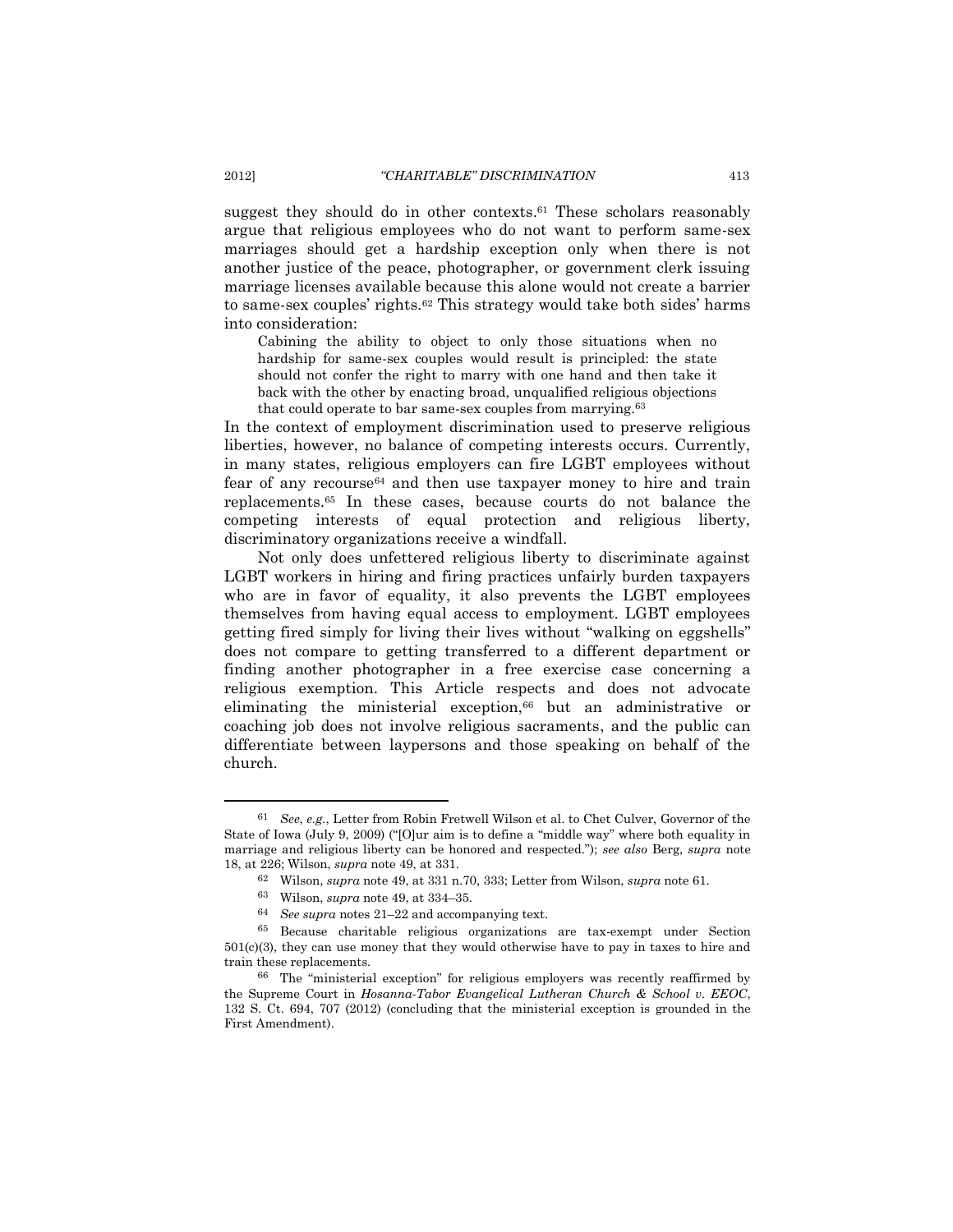suggest they should do in other contexts.[61] These scholars reasonably argue that religious employees who do not want to perform same-sex marriages should get a hardship exception only when there is not another justice of the peace, photographer, or government clerk issuing marriage licenses available because this alone would not create a barrier to same-sex couples' rights.[62] This strategy would take both sides' harms into consideration:

> Cabining the ability to object to only those situations when no hardship for same-sex couples would result is principled: the state should not confer the right to marry with one hand and then take it back with the other by enacting broad, unqualified religious objections that could operate to bar same-sex couples from marrying.[63]

In the context of employment discrimination used to preserve religious liberties, however, no balance of competing interests occurs. Currently, in many states, religious employers can fire LGBT employees without fear of any recourse[64] and then use taxpayer money to hire and train replacements.[65] In these cases, because courts do not balance the competing interests of equal protection and religious liberty, discriminatory organizations receive a windfall.

Not only does unfettered religious liberty to discriminate against LGBT workers in hiring and firing practices unfairly burden taxpayers who are in favor of equality, it also prevents the LGBT employees themselves from having equal access to employment. LGBT employees getting fired simply for living their lives without "walking on eggshells" does not compare to getting transferred to a different department or finding another photographer in a free exercise case concerning a religious exemption. This Article respects and does not advocate eliminating the ministerial exception,[66] but an administrative or coaching job does not involve religious sacraments, and the public can differentiate between laypersons and those speaking on behalf of the church.

---

[61] *See, e.g.*, Letter from Robin Fretwell Wilson et al. to Chet Culver, Governor of the State of Iowa (July 9, 2009) ("[O]ur aim is to define a "middle way" where both equality in marriage and religious liberty can be honored and respected."); *see also* Berg, *supra* note 18, at 226; Wilson, *supra* note 49, at 331.

[62] Wilson, *supra* note 49, at 331 n.70, 333; Letter from Wilson, *supra* note 61.

[63] Wilson, *supra* note 49, at 334–35.

[64] *See supra* notes 21–22 and accompanying text.

[65] Because charitable religious organizations are tax-exempt under Section 501(c)(3), they can use money that they would otherwise have to pay in taxes to hire and train these replacements.

[66] The "ministerial exception" for religious employers was recently reaffirmed by the Supreme Court in *Hosanna-Tabor Evangelical Lutheran Church & School v. EEOC*, 132 S. Ct. 694, 707 (2012) (concluding that the ministerial exception is grounded in the First Amendment).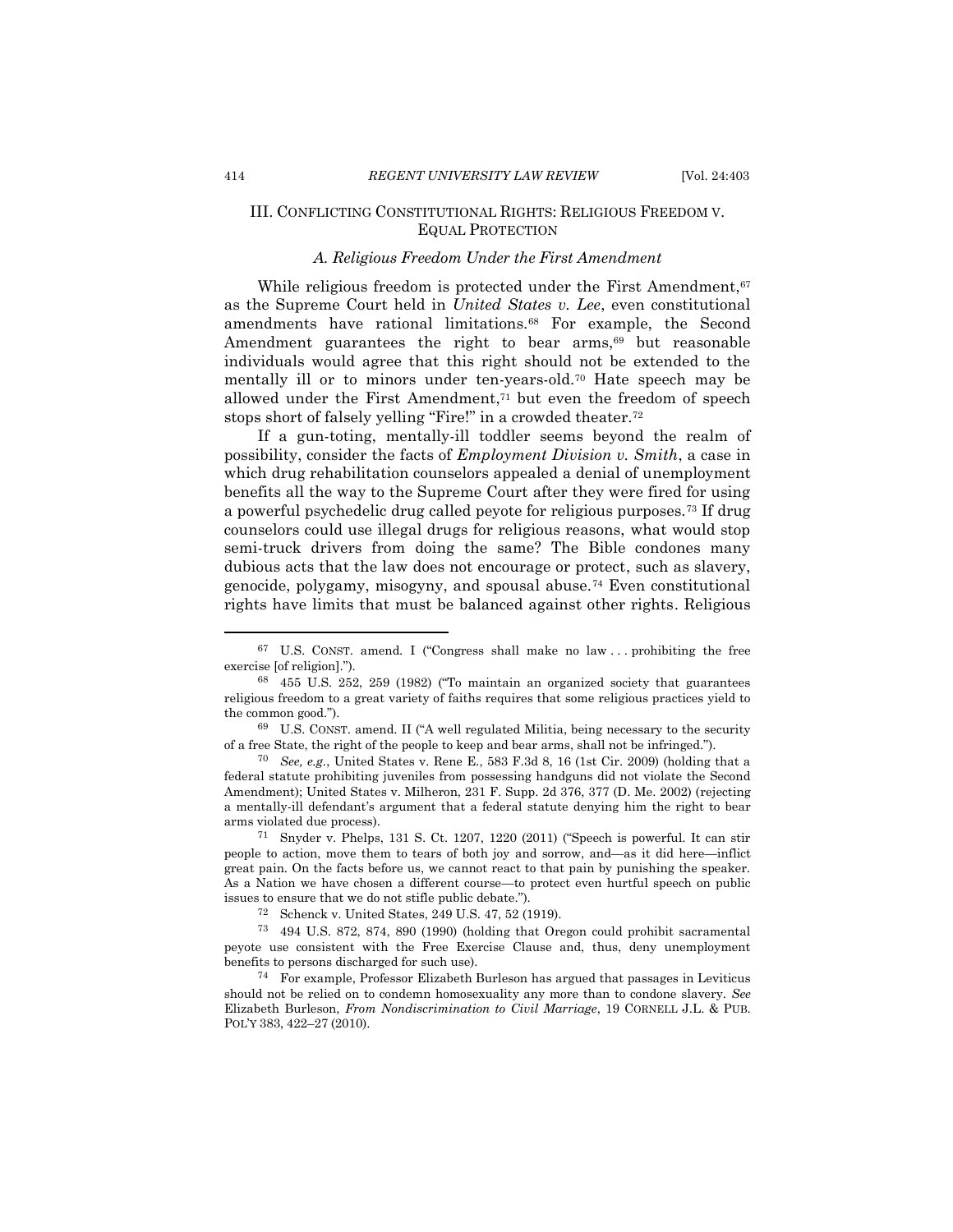## III. CONFLICTING CONSTITUTIONAL RIGHTS: RELIGIOUS FREEDOM V. EQUAL PROTECTION

### *A. Religious Freedom Under the First Amendment*

While religious freedom is protected under the First Amendment,[67] as the Supreme Court held in *United States v. Lee*, even constitutional amendments have rational limitations.[68] For example, the Second Amendment guarantees the right to bear arms,[69] but reasonable individuals would agree that this right should not be extended to the mentally ill or to minors under ten-years-old.[70] Hate speech may be allowed under the First Amendment,[71] but even the freedom of speech stops short of falsely yelling "Fire!" in a crowded theater.[72]

If a gun-toting, mentally-ill toddler seems beyond the realm of possibility, consider the facts of *Employment Division v. Smith*, a case in which drug rehabilitation counselors appealed a denial of unemployment benefits all the way to the Supreme Court after they were fired for using a powerful psychedelic drug called peyote for religious purposes.[73] If drug counselors could use illegal drugs for religious reasons, what would stop semi-truck drivers from doing the same? The Bible condones many dubious acts that the law does not encourage or protect, such as slavery, genocide, polygamy, misogyny, and spousal abuse.[74] Even constitutional rights have limits that must be balanced against other rights. Religious

---

[67] U.S. CONST. amend. I ("Congress shall make no law . . . prohibiting the free exercise [of religion].").

[68] 455 U.S. 252, 259 (1982) ("To maintain an organized society that guarantees religious freedom to a great variety of faiths requires that some religious practices yield to the common good.").

[69] U.S. CONST. amend. II ("A well regulated Militia, being necessary to the security of a free State, the right of the people to keep and bear arms, shall not be infringed.").

[70] *See, e.g.*, United States v. Rene E., 583 F.3d 8, 16 (1st Cir. 2009) (holding that a federal statute prohibiting juveniles from possessing handguns did not violate the Second Amendment); United States v. Milheron, 231 F. Supp. 2d 376, 377 (D. Me. 2002) (rejecting a mentally-ill defendant's argument that a federal statute denying him the right to bear arms violated due process).

[71] Snyder v. Phelps, 131 S. Ct. 1207, 1220 (2011) ("Speech is powerful. It can stir people to action, move them to tears of both joy and sorrow, and—as it did here—inflict great pain. On the facts before us, we cannot react to that pain by punishing the speaker. As a Nation we have chosen a different course—to protect even hurtful speech on public issues to ensure that we do not stifle public debate.").

[72] Schenck v. United States, 249 U.S. 47, 52 (1919).

[73] 494 U.S. 872, 874, 890 (1990) (holding that Oregon could prohibit sacramental peyote use consistent with the Free Exercise Clause and, thus, deny unemployment benefits to persons discharged for such use).

[74] For example, Professor Elizabeth Burleson has argued that passages in Leviticus should not be relied on to condemn homosexuality any more than to condone slavery. *See* Elizabeth Burleson, *From Nondiscrimination to Civil Marriage*, 19 CORNELL J.L. & PUB. POL'Y 383, 422–27 (2010).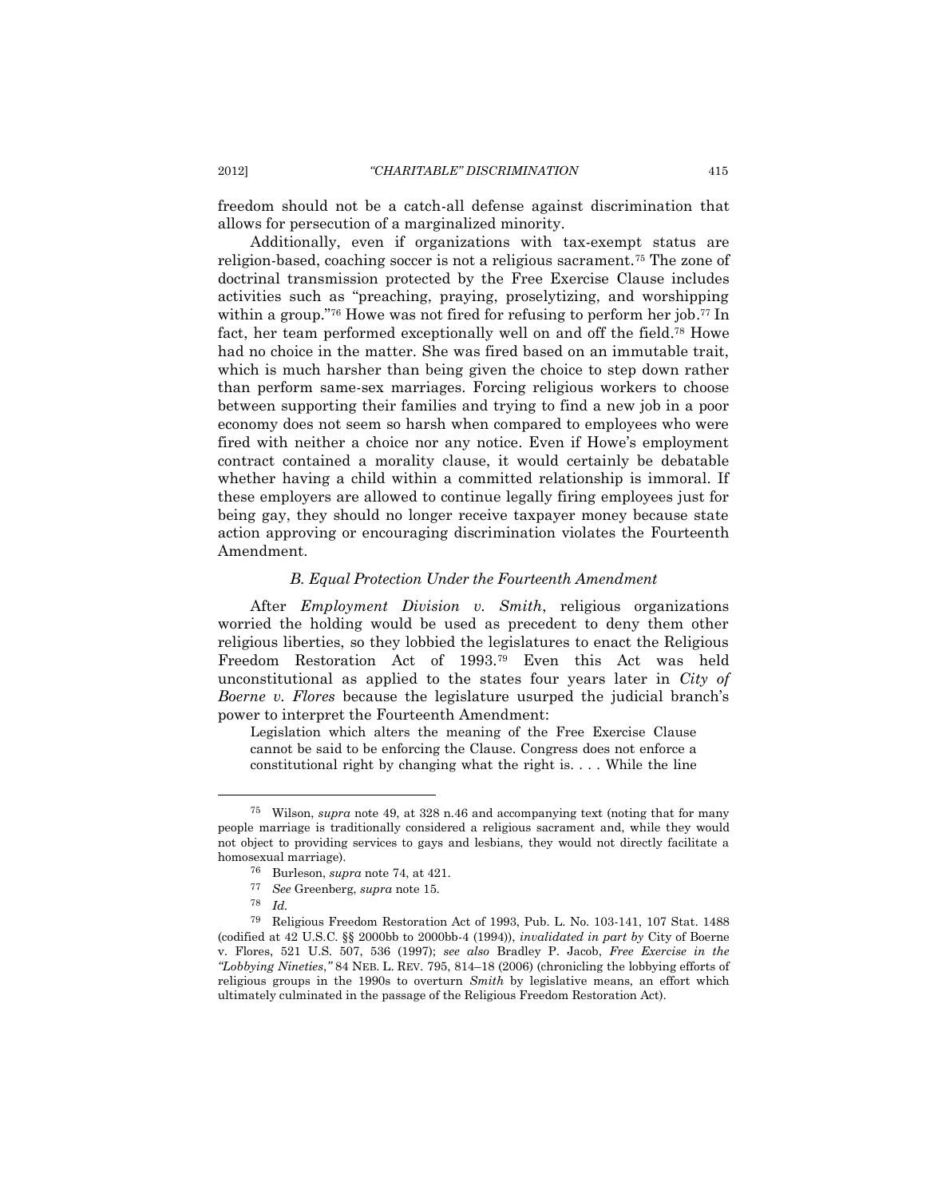freedom should not be a catch-all defense against discrimination that allows for persecution of a marginalized minority.

Additionally, even if organizations with tax-exempt status are religion-based, coaching soccer is not a religious sacrament.[75] The zone of doctrinal transmission protected by the Free Exercise Clause includes activities such as "preaching, praying, proselytizing, and worshipping within a group."[76] Howe was not fired for refusing to perform her job.[77] In fact, her team performed exceptionally well on and off the field.[78] Howe had no choice in the matter. She was fired based on an immutable trait, which is much harsher than being given the choice to step down rather than perform same-sex marriages. Forcing religious workers to choose between supporting their families and trying to find a new job in a poor economy does not seem so harsh when compared to employees who were fired with neither a choice nor any notice. Even if Howe's employment contract contained a morality clause, it would certainly be debatable whether having a child within a committed relationship is immoral. If these employers are allowed to continue legally firing employees just for being gay, they should no longer receive taxpayer money because state action approving or encouraging discrimination violates the Fourteenth Amendment.

### *B. Equal Protection Under the Fourteenth Amendment*

After *Employment Division v. Smith*, religious organizations worried the holding would be used as precedent to deny them other religious liberties, so they lobbied the legislatures to enact the Religious Freedom Restoration Act of 1993.[79] Even this Act was held unconstitutional as applied to the states four years later in *City of Boerne v. Flores* because the legislature usurped the judicial branch's power to interpret the Fourteenth Amendment:

> Legislation which alters the meaning of the Free Exercise Clause cannot be said to be enforcing the Clause. Congress does not enforce a constitutional right by changing what the right is. . . . While the line

---

[75] Wilson, *supra* note 49, at 328 n.46 and accompanying text (noting that for many people marriage is traditionally considered a religious sacrament and, while they would not object to providing services to gays and lesbians, they would not directly facilitate a homosexual marriage).

[76] Burleson, *supra* note 74, at 421.

[77] *See* Greenberg, *supra* note 15.

[78] *Id.*

[79] Religious Freedom Restoration Act of 1993, Pub. L. No. 103-141, 107 Stat. 1488 (codified at 42 U.S.C. §§ 2000bb to 2000bb-4 (1994)), *invalidated in part by* City of Boerne v. Flores, 521 U.S. 507, 536 (1997); *see also* Bradley P. Jacob, *Free Exercise in the "Lobbying Nineties*,*"* 84 NEB. L. REV. 795, 814–18 (2006) (chronicling the lobbying efforts of religious groups in the 1990s to overturn *Smith* by legislative means, an effort which ultimately culminated in the passage of the Religious Freedom Restoration Act).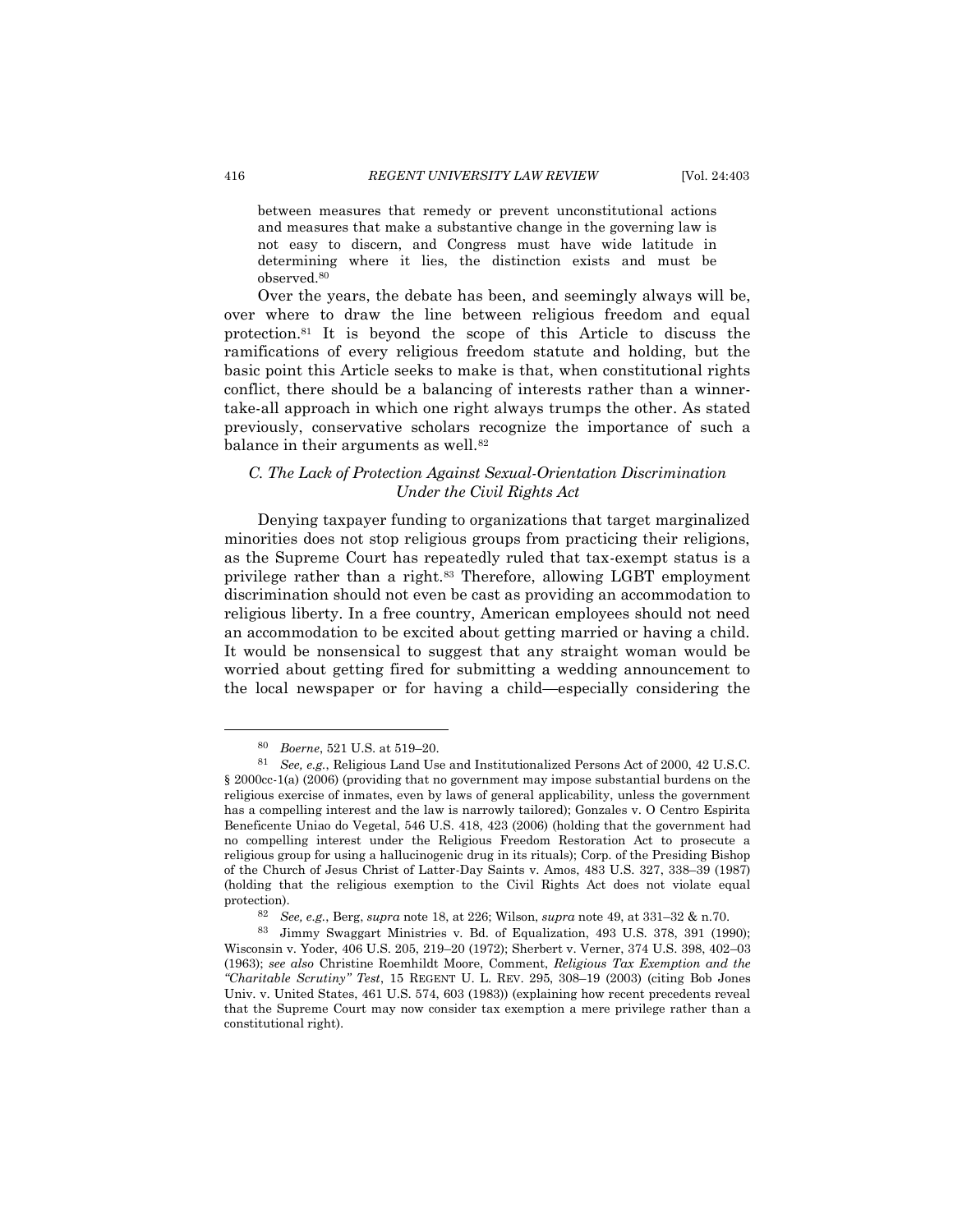> between measures that remedy or prevent unconstitutional actions and measures that make a substantive change in the governing law is not easy to discern, and Congress must have wide latitude in determining where it lies, the distinction exists and must be observed.[80]

Over the years, the debate has been, and seemingly always will be, over where to draw the line between religious freedom and equal protection.[81] It is beyond the scope of this Article to discuss the ramifications of every religious freedom statute and holding, but the basic point this Article seeks to make is that, when constitutional rights conflict, there should be a balancing of interests rather than a winner-take-all approach in which one right always trumps the other. As stated previously, conservative scholars recognize the importance of such a balance in their arguments as well.[82]

### *C. The Lack of Protection Against Sexual-Orientation Discrimination Under the Civil Rights Act*

Denying taxpayer funding to organizations that target marginalized minorities does not stop religious groups from practicing their religions, as the Supreme Court has repeatedly ruled that tax-exempt status is a privilege rather than a right.[83] Therefore, allowing LGBT employment discrimination should not even be cast as providing an accommodation to religious liberty. In a free country, American employees should not need an accommodation to be excited about getting married or having a child. It would be nonsensical to suggest that any straight woman would be worried about getting fired for submitting a wedding announcement to the local newspaper or for having a child—especially considering the

---

[80] *Boerne*, 521 U.S. at 519–20.

[81] *See, e.g.*, Religious Land Use and Institutionalized Persons Act of 2000, 42 U.S.C. § 2000cc-1(a) (2006) (providing that no government may impose substantial burdens on the religious exercise of inmates, even by laws of general applicability, unless the government has a compelling interest and the law is narrowly tailored); Gonzales v. O Centro Espirita Beneficente Uniao do Vegetal, 546 U.S. 418, 423 (2006) (holding that the government had no compelling interest under the Religious Freedom Restoration Act to prosecute a religious group for using a hallucinogenic drug in its rituals); Corp. of the Presiding Bishop of the Church of Jesus Christ of Latter-Day Saints v. Amos, 483 U.S. 327, 338–39 (1987) (holding that the religious exemption to the Civil Rights Act does not violate equal protection).

[82] *See, e.g.*, Berg, *supra* note 18, at 226; Wilson, *supra* note 49, at 331–32 & n.70.

[83] Jimmy Swaggart Ministries v. Bd. of Equalization, 493 U.S. 378, 391 (1990); Wisconsin v. Yoder, 406 U.S. 205, 219–20 (1972); Sherbert v. Verner, 374 U.S. 398, 402–03 (1963); *see also* Christine Roemhildt Moore, Comment, *Religious Tax Exemption and the "Charitable Scrutiny" Test*, 15 REGENT U. L. REV. 295, 308–19 (2003) (citing Bob Jones Univ. v. United States, 461 U.S. 574, 603 (1983)) (explaining how recent precedents reveal that the Supreme Court may now consider tax exemption a mere privilege rather than a constitutional right).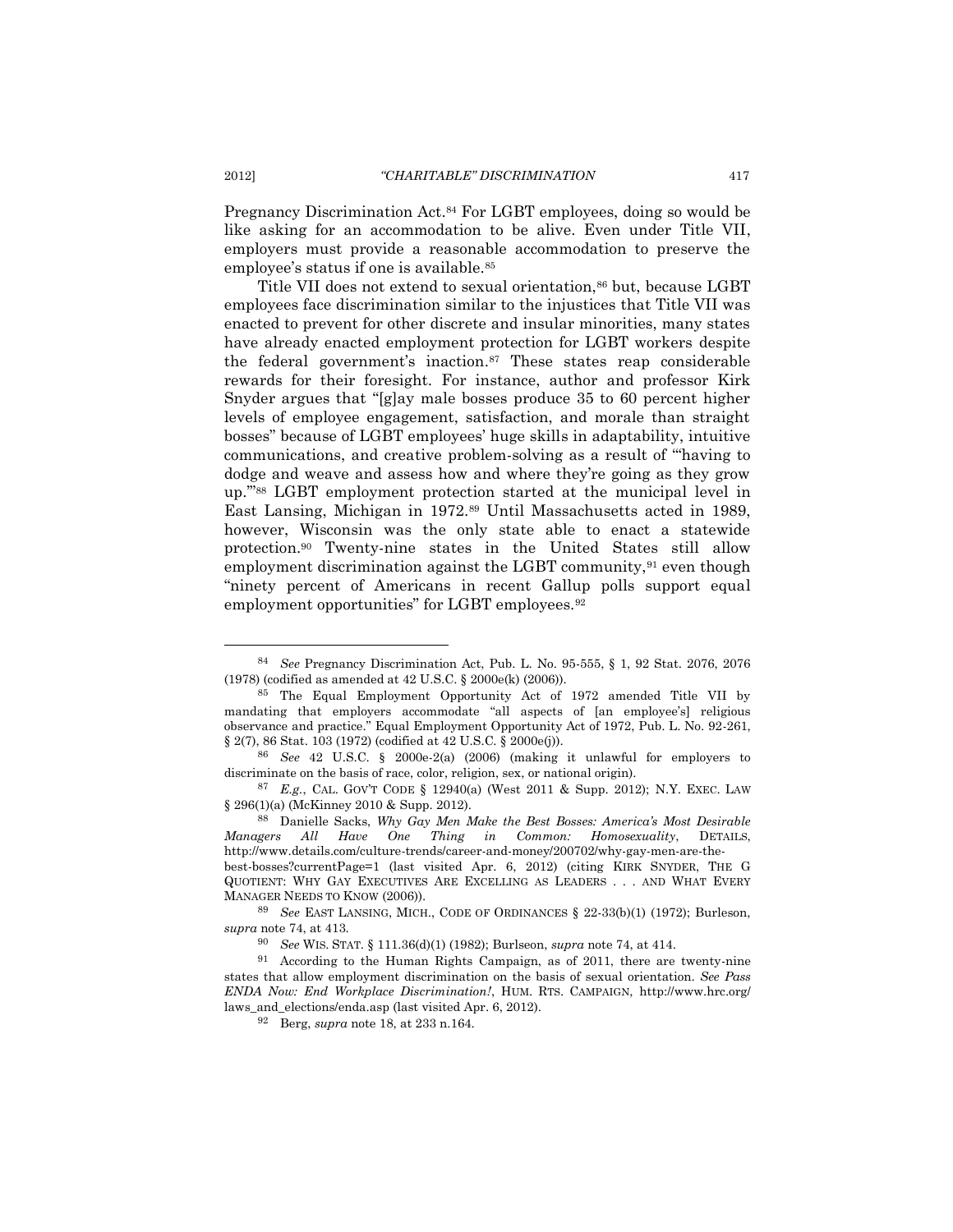Pregnancy Discrimination Act.[84] For LGBT employees, doing so would be like asking for an accommodation to be alive. Even under Title VII, employers must provide a reasonable accommodation to preserve the employee's status if one is available.[85]

Title VII does not extend to sexual orientation,[86] but, because LGBT employees face discrimination similar to the injustices that Title VII was enacted to prevent for other discrete and insular minorities, many states have already enacted employment protection for LGBT workers despite the federal government's inaction.[87] These states reap considerable rewards for their foresight. For instance, author and professor Kirk Snyder argues that "[g]ay male bosses produce 35 to 60 percent higher levels of employee engagement, satisfaction, and morale than straight bosses" because of LGBT employees' huge skills in adaptability, intuitive communications, and creative problem-solving as a result of "'having to dodge and weave and assess how and where they're going as they grow up.'"[88] LGBT employment protection started at the municipal level in East Lansing, Michigan in 1972.[89] Until Massachusetts acted in 1989, however, Wisconsin was the only state able to enact a statewide protection.[90] Twenty-nine states in the United States still allow employment discrimination against the LGBT community,[91] even though "ninety percent of Americans in recent Gallup polls support equal employment opportunities" for LGBT employees.[92]

---

[84] *See* Pregnancy Discrimination Act, Pub. L. No. 95-555, § 1, 92 Stat. 2076, 2076 (1978) (codified as amended at 42 U.S.C. § 2000e(k) (2006)).

[85] The Equal Employment Opportunity Act of 1972 amended Title VII by mandating that employers accommodate "all aspects of [an employee's] religious observance and practice." Equal Employment Opportunity Act of 1972, Pub. L. No. 92-261, § 2(7), 86 Stat. 103 (1972) (codified at 42 U.S.C. § 2000e(j)).

[86] *See* 42 U.S.C. § 2000e-2(a) (2006) (making it unlawful for employers to discriminate on the basis of race, color, religion, sex, or national origin).

[87] *E.g.*, CAL. GOV'T CODE § 12940(a) (West 2011 & Supp. 2012); N.Y. EXEC. LAW § 296(1)(a) (McKinney 2010 & Supp. 2012).

[88] Danielle Sacks, *Why Gay Men Make the Best Bosses: America's Most Desirable Managers All Have One Thing in Common: Homosexuality*, DETAILS, http://www.details.com/culture-trends/career-and-money/200702/why-gay-men-are-the-best-bosses?currentPage=1 (last visited Apr. 6, 2012) (citing KIRK SNYDER, THE G QUOTIENT: WHY GAY EXECUTIVES ARE EXCELLING AS LEADERS . . . AND WHAT EVERY MANAGER NEEDS TO KNOW (2006)).

[89] *See* EAST LANSING, MICH., CODE OF ORDINANCES § 22-33(b)(1) (1972); Burleson, *supra* note 74, at 413.

[90] *See* WIS. STAT. § 111.36(d)(1) (1982); Burlseon, *supra* note 74, at 414.

[91] According to the Human Rights Campaign, as of 2011, there are twenty-nine states that allow employment discrimination on the basis of sexual orientation. *See Pass ENDA Now: End Workplace Discrimination!*, HUM. RTS. CAMPAIGN, http://www.hrc.org/laws_and_elections/enda.asp (last visited Apr. 6, 2012).

[92] Berg, *supra* note 18, at 233 n.164.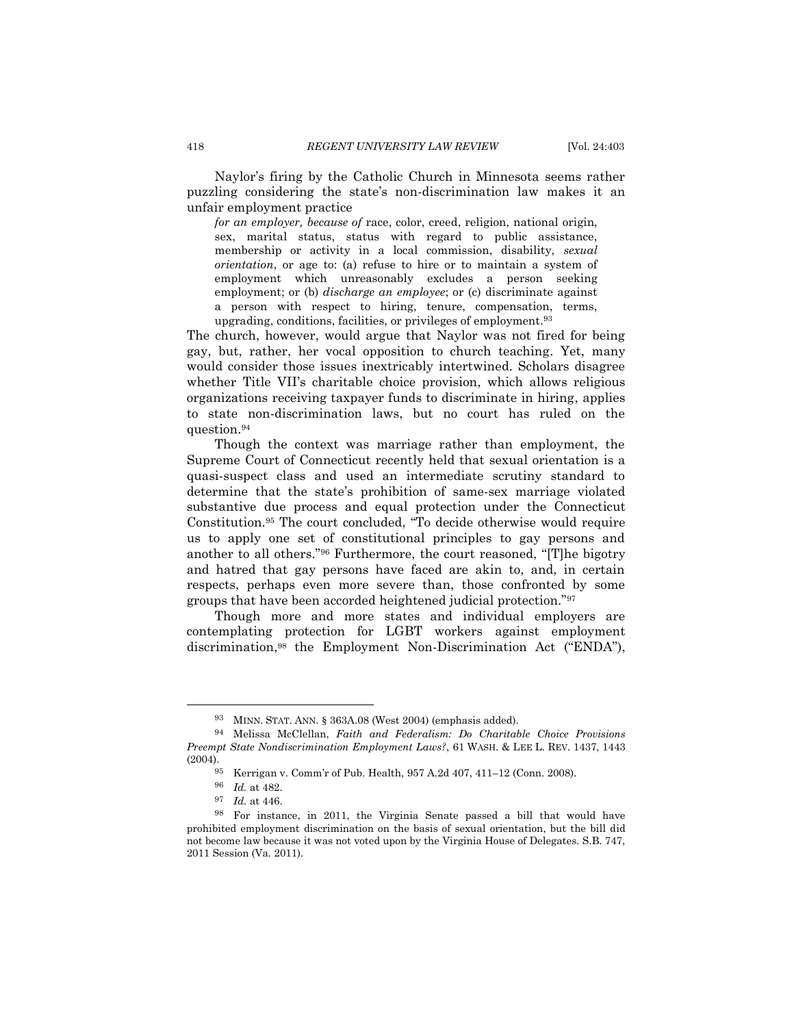Naylor's firing by the Catholic Church in Minnesota seems rather puzzling considering the state's non-discrimination law makes it an unfair employment practice

> *for an employer, because of* race, color, creed, religion, national origin, sex, marital status, status with regard to public assistance, membership or activity in a local commission, disability, *sexual orientation*, or age to: (a) refuse to hire or to maintain a system of employment which unreasonably excludes a person seeking employment; or (b) *discharge an employee*; or (c) discriminate against a person with respect to hiring, tenure, compensation, terms, upgrading, conditions, facilities, or privileges of employment.[93]

The church, however, would argue that Naylor was not fired for being gay, but, rather, her vocal opposition to church teaching. Yet, many would consider those issues inextricably intertwined. Scholars disagree whether Title VII's charitable choice provision, which allows religious organizations receiving taxpayer funds to discriminate in hiring, applies to state non-discrimination laws, but no court has ruled on the question.[94]

Though the context was marriage rather than employment, the Supreme Court of Connecticut recently held that sexual orientation is a quasi-suspect class and used an intermediate scrutiny standard to determine that the state's prohibition of same-sex marriage violated substantive due process and equal protection under the Connecticut Constitution.[95] The court concluded, "To decide otherwise would require us to apply one set of constitutional principles to gay persons and another to all others."[96] Furthermore, the court reasoned, "[T]he bigotry and hatred that gay persons have faced are akin to, and, in certain respects, perhaps even more severe than, those confronted by some groups that have been accorded heightened judicial protection."[97]

Though more and more states and individual employers are contemplating protection for LGBT workers against employment discrimination,[98] the Employment Non-Discrimination Act ("ENDA"),

---

93 MINN. STAT. ANN. § 363A.08 (West 2004) (emphasis added).

94 Melissa McClellan, *Faith and Federalism: Do Charitable Choice Provisions Preempt State Nondiscrimination Employment Laws?*, 61 WASH. & LEE L. REV. 1437, 1443 (2004).

95 Kerrigan v. Comm'r of Pub. Health, 957 A.2d 407, 411–12 (Conn. 2008).

96 *Id.* at 482.

97 *Id.* at 446.

98 For instance, in 2011, the Virginia Senate passed a bill that would have prohibited employment discrimination on the basis of sexual orientation, but the bill did not become law because it was not voted upon by the Virginia House of Delegates. S.B. 747, 2011 Session (Va. 2011).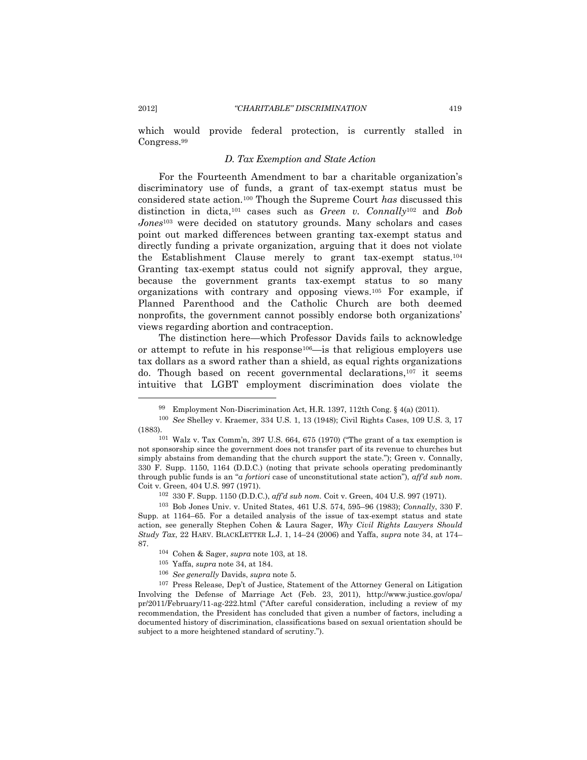which would provide federal protection, is currently stalled in Congress.[99]

### *D. Tax Exemption and State Action*

For the Fourteenth Amendment to bar a charitable organization's discriminatory use of funds, a grant of tax-exempt status must be considered state action.[100] Though the Supreme Court *has* discussed this distinction in dicta,[101] cases such as *Green v. Connally*[102] and *Bob Jones*[103] were decided on statutory grounds. Many scholars and cases point out marked differences between granting tax-exempt status and directly funding a private organization, arguing that it does not violate the Establishment Clause merely to grant tax-exempt status.[104] Granting tax-exempt status could not signify approval, they argue, because the government grants tax-exempt status to so many organizations with contrary and opposing views.[105] For example, if Planned Parenthood and the Catholic Church are both deemed nonprofits, the government cannot possibly endorse both organizations' views regarding abortion and contraception.

The distinction here—which Professor Davids fails to acknowledge or attempt to refute in his response[106]—is that religious employers use tax dollars as a sword rather than a shield, as equal rights organizations do. Though based on recent governmental declarations,[107] it seems intuitive that LGBT employment discrimination does violate the

---

[99] Employment Non-Discrimination Act, H.R. 1397, 112th Cong. § 4(a) (2011).

[100] *See* Shelley v. Kraemer, 334 U.S. 1, 13 (1948); Civil Rights Cases, 109 U.S. 3, 17 (1883).

[101] Walz v. Tax Comm'n, 397 U.S. 664, 675 (1970) ("The grant of a tax exemption is not sponsorship since the government does not transfer part of its revenue to churches but simply abstains from demanding that the church support the state."); Green v. Connally, 330 F. Supp. 1150, 1164 (D.D.C.) (noting that private schools operating predominantly through public funds is an "*a fortiori* case of unconstitutional state action"), *aff'd sub nom.* Coit v. Green, 404 U.S. 997 (1971).

[102] 330 F. Supp. 1150 (D.D.C.), *aff'd sub nom.* Coit v. Green, 404 U.S. 997 (1971).

[103] Bob Jones Univ. v. United States, 461 U.S. 574, 595–96 (1983); *Connally*, 330 F. Supp. at 1164–65. For a detailed analysis of the issue of tax-exempt status and state action, see generally Stephen Cohen & Laura Sager, *Why Civil Rights Lawyers Should Study Tax*, 22 HARV. BLACKLETTER L.J. 1, 14–24 (2006) and Yaffa, *supra* note 34, at 174–87.

[104] Cohen & Sager, *supra* note 103, at 18.

[105] Yaffa, *supra* note 34, at 184.

[106] *See generally* Davids, *supra* note 5.

[107] Press Release, Dep't of Justice, Statement of the Attorney General on Litigation Involving the Defense of Marriage Act (Feb. 23, 2011), http://www.justice.gov/opa/pr/2011/February/11-ag-222.html ("After careful consideration, including a review of my recommendation, the President has concluded that given a number of factors, including a documented history of discrimination, classifications based on sexual orientation should be subject to a more heightened standard of scrutiny.").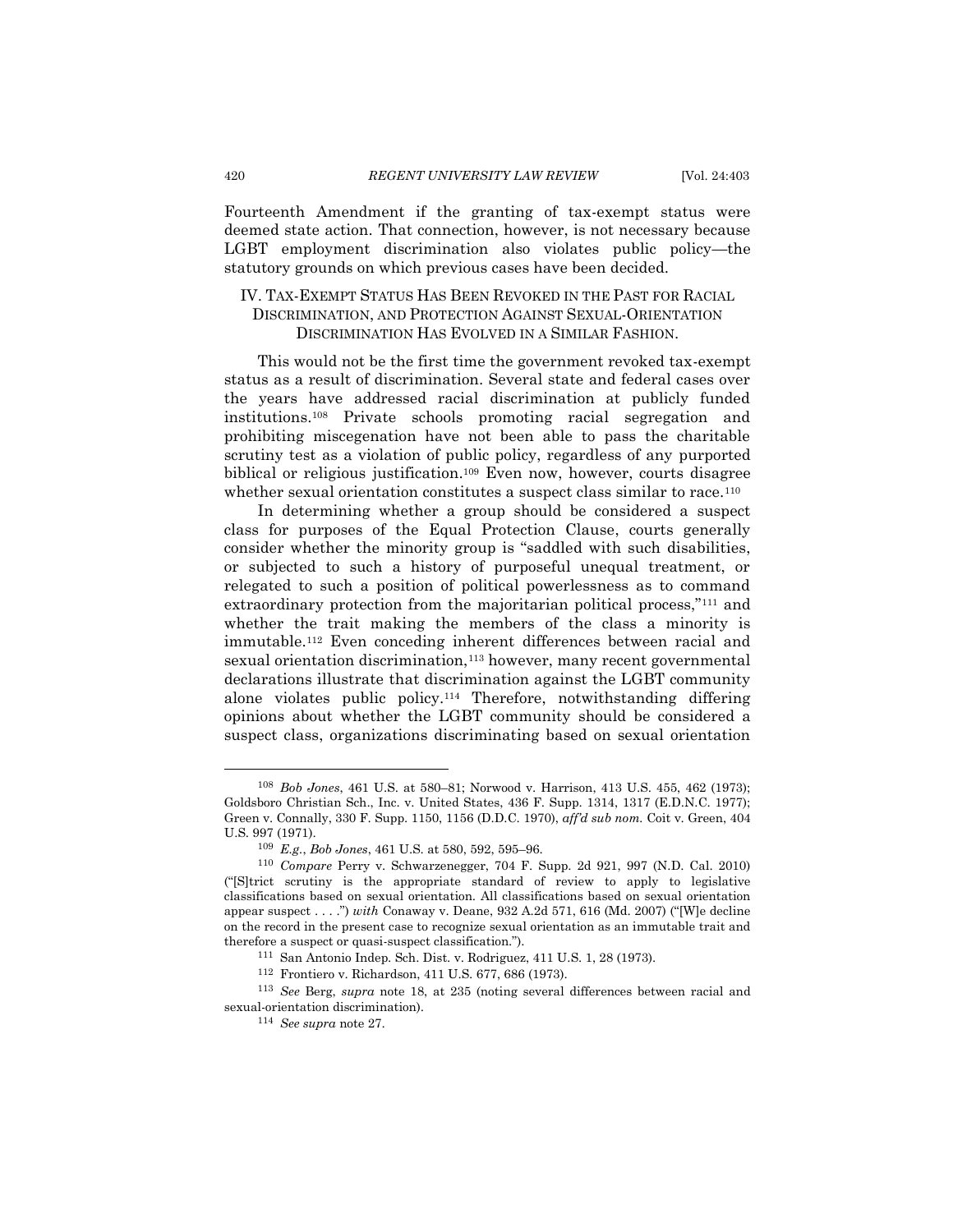Fourteenth Amendment if the granting of tax-exempt status were deemed state action. That connection, however, is not necessary because LGBT employment discrimination also violates public policy—the statutory grounds on which previous cases have been decided.

## IV. TAX-EXEMPT STATUS HAS BEEN REVOKED IN THE PAST FOR RACIAL DISCRIMINATION, AND PROTECTION AGAINST SEXUAL-ORIENTATION DISCRIMINATION HAS EVOLVED IN A SIMILAR FASHION.

This would not be the first time the government revoked tax-exempt status as a result of discrimination. Several state and federal cases over the years have addressed racial discrimination at publicly funded institutions.[108] Private schools promoting racial segregation and prohibiting miscegenation have not been able to pass the charitable scrutiny test as a violation of public policy, regardless of any purported biblical or religious justification.[109] Even now, however, courts disagree whether sexual orientation constitutes a suspect class similar to race.[110]

In determining whether a group should be considered a suspect class for purposes of the Equal Protection Clause, courts generally consider whether the minority group is "saddled with such disabilities, or subjected to such a history of purposeful unequal treatment, or relegated to such a position of political powerlessness as to command extraordinary protection from the majoritarian political process,"[111] and whether the trait making the members of the class a minority is immutable.[112] Even conceding inherent differences between racial and sexual orientation discrimination,[113] however, many recent governmental declarations illustrate that discrimination against the LGBT community alone violates public policy.[114] Therefore, notwithstanding differing opinions about whether the LGBT community should be considered a suspect class, organizations discriminating based on sexual orientation

---

[108] *Bob Jones*, 461 U.S. at 580–81; Norwood v. Harrison, 413 U.S. 455, 462 (1973); Goldsboro Christian Sch., Inc. v. United States, 436 F. Supp. 1314, 1317 (E.D.N.C. 1977); Green v. Connally, 330 F. Supp. 1150, 1156 (D.D.C. 1970), *aff'd sub nom.* Coit v. Green, 404 U.S. 997 (1971).

[109] *E.g.*, *Bob Jones*, 461 U.S. at 580, 592, 595–96.

[110] *Compare* Perry v. Schwarzenegger, 704 F. Supp. 2d 921, 997 (N.D. Cal. 2010) ("[S]trict scrutiny is the appropriate standard of review to apply to legislative classifications based on sexual orientation. All classifications based on sexual orientation appear suspect . . . .") *with* Conaway v. Deane, 932 A.2d 571, 616 (Md. 2007) ("[W]e decline on the record in the present case to recognize sexual orientation as an immutable trait and therefore a suspect or quasi-suspect classification.").

[111] San Antonio Indep. Sch. Dist. v. Rodriguez, 411 U.S. 1, 28 (1973).

[112] Frontiero v. Richardson, 411 U.S. 677, 686 (1973).

[113] *See* Berg, *supra* note 18, at 235 (noting several differences between racial and sexual-orientation discrimination).

[114] *See supra* note 27.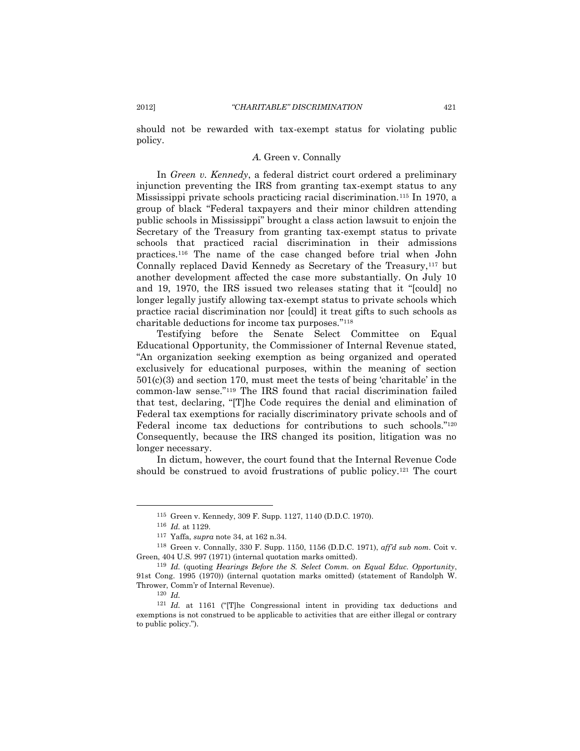should not be rewarded with tax-exempt status for violating public policy.

### *A.* Green v. Connally

In *Green v. Kennedy*, a federal district court ordered a preliminary injunction preventing the IRS from granting tax-exempt status to any Mississippi private schools practicing racial discrimination.[115] In 1970, a group of black "Federal taxpayers and their minor children attending public schools in Mississippi" brought a class action lawsuit to enjoin the Secretary of the Treasury from granting tax-exempt status to private schools that practiced racial discrimination in their admissions practices.[116] The name of the case changed before trial when John Connally replaced David Kennedy as Secretary of the Treasury,[117] but another development affected the case more substantially. On July 10 and 19, 1970, the IRS issued two releases stating that it "[could] no longer legally justify allowing tax-exempt status to private schools which practice racial discrimination nor [could] it treat gifts to such schools as charitable deductions for income tax purposes."[118]

Testifying before the Senate Select Committee on Equal Educational Opportunity, the Commissioner of Internal Revenue stated, "An organization seeking exemption as being organized and operated exclusively for educational purposes, within the meaning of section 501(c)(3) and section 170, must meet the tests of being 'charitable' in the common-law sense."[119] The IRS found that racial discrimination failed that test, declaring, "[T]he Code requires the denial and elimination of Federal tax exemptions for racially discriminatory private schools and of Federal income tax deductions for contributions to such schools."[120] Consequently, because the IRS changed its position, litigation was no longer necessary.

In dictum, however, the court found that the Internal Revenue Code should be construed to avoid frustrations of public policy.[121] The court

---

[115] Green v. Kennedy, 309 F. Supp. 1127, 1140 (D.D.C. 1970).

[116] *Id.* at 1129.

[117] Yaffa, *supra* note 34, at 162 n.34.

[118] Green v. Connally, 330 F. Supp. 1150, 1156 (D.D.C. 1971), *aff'd sub nom.* Coit v. Green, 404 U.S. 997 (1971) (internal quotation marks omitted).

[119] *Id.* (quoting *Hearings Before the S. Select Comm. on Equal Educ. Opportunity*, 91st Cong. 1995 (1970)) (internal quotation marks omitted) (statement of Randolph W. Thrower, Comm'r of Internal Revenue).

[120] *Id.*

[121] *Id.* at 1161 ("[T]he Congressional intent in providing tax deductions and exemptions is not construed to be applicable to activities that are either illegal or contrary to public policy.").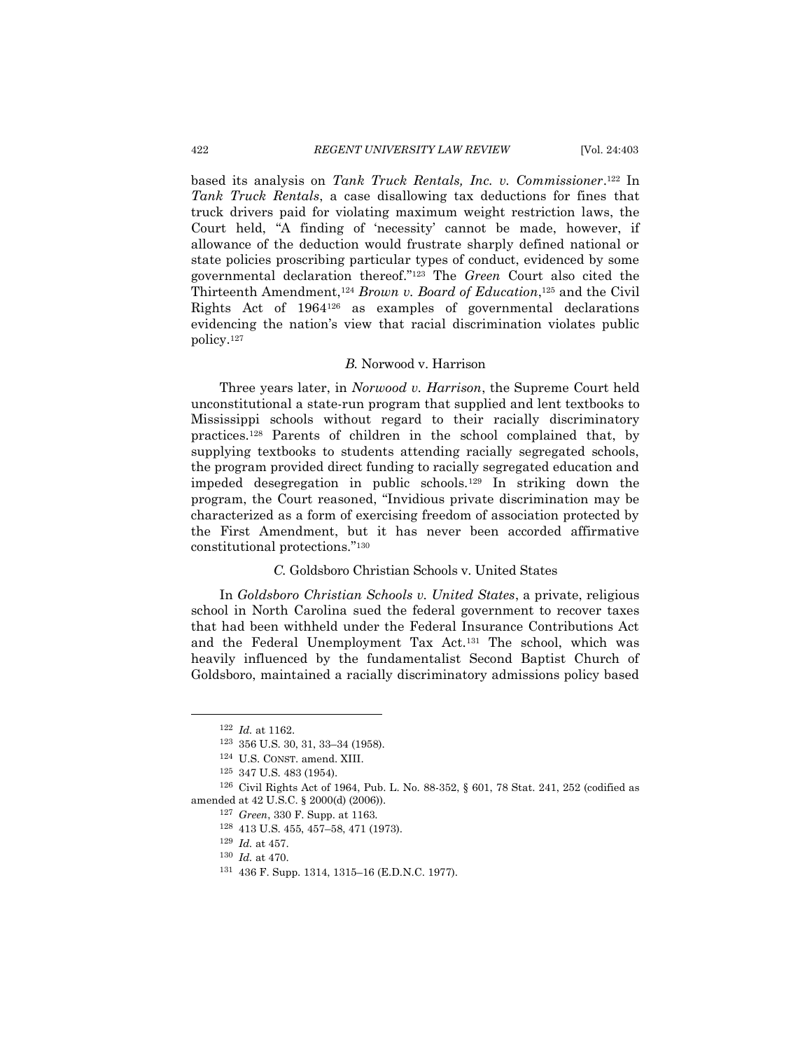based its analysis on *Tank Truck Rentals, Inc. v. Commissioner*.[122] In *Tank Truck Rentals*, a case disallowing tax deductions for fines that truck drivers paid for violating maximum weight restriction laws, the Court held, "A finding of 'necessity' cannot be made, however, if allowance of the deduction would frustrate sharply defined national or state policies proscribing particular types of conduct, evidenced by some governmental declaration thereof."[123] The *Green* Court also cited the Thirteenth Amendment,[124] *Brown v. Board of Education*,[125] and the Civil Rights Act of 1964[126] as examples of governmental declarations evidencing the nation's view that racial discrimination violates public policy.[127]

### *B.* Norwood v. Harrison

Three years later, in *Norwood v. Harrison*, the Supreme Court held unconstitutional a state-run program that supplied and lent textbooks to Mississippi schools without regard to their racially discriminatory practices.[128] Parents of children in the school complained that, by supplying textbooks to students attending racially segregated schools, the program provided direct funding to racially segregated education and impeded desegregation in public schools.[129] In striking down the program, the Court reasoned, "Invidious private discrimination may be characterized as a form of exercising freedom of association protected by the First Amendment, but it has never been accorded affirmative constitutional protections."[130]

### *C.* Goldsboro Christian Schools v. United States

In *Goldsboro Christian Schools v. United States*, a private, religious school in North Carolina sued the federal government to recover taxes that had been withheld under the Federal Insurance Contributions Act and the Federal Unemployment Tax Act.[131] The school, which was heavily influenced by the fundamentalist Second Baptist Church of Goldsboro, maintained a racially discriminatory admissions policy based

---

[122] *Id.* at 1162.

[123] 356 U.S. 30, 31, 33–34 (1958).

[124] U.S. CONST. amend. XIII.

[125] 347 U.S. 483 (1954).

[126] Civil Rights Act of 1964, Pub. L. No. 88-352, § 601, 78 Stat. 241, 252 (codified as amended at 42 U.S.C. § 2000(d) (2006)).

[127] *Green*, 330 F. Supp. at 1163.

[128] 413 U.S. 455, 457–58, 471 (1973).

[129] *Id.* at 457.

[130] *Id.* at 470.

[131] 436 F. Supp. 1314, 1315–16 (E.D.N.C. 1977).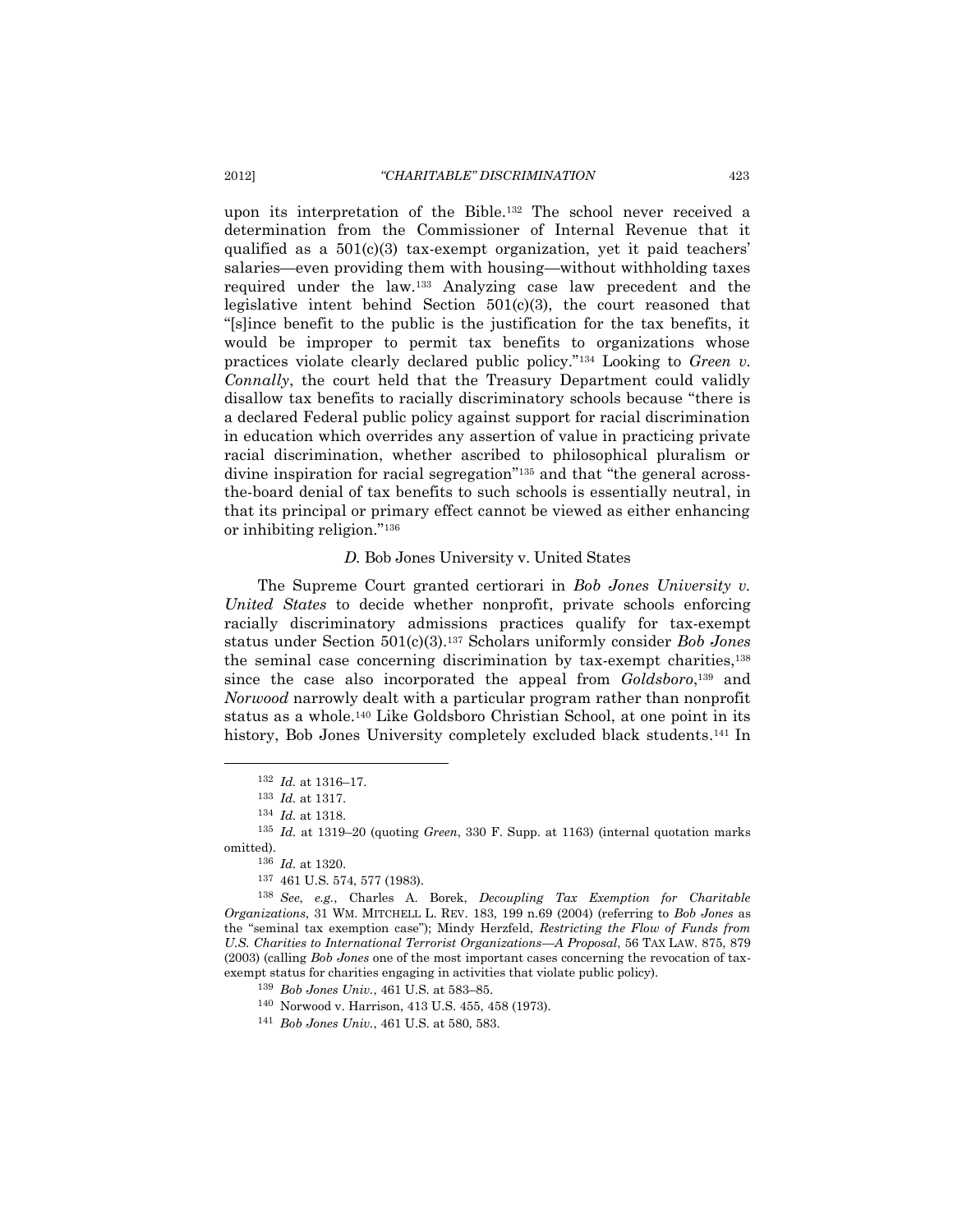upon its interpretation of the Bible.[132] The school never received a determination from the Commissioner of Internal Revenue that it qualified as a 501(c)(3) tax-exempt organization, yet it paid teachers' salaries—even providing them with housing—without withholding taxes required under the law.[133] Analyzing case law precedent and the legislative intent behind Section 501(c)(3), the court reasoned that "[s]ince benefit to the public is the justification for the tax benefits, it would be improper to permit tax benefits to organizations whose practices violate clearly declared public policy."[134] Looking to *Green v. Connally*, the court held that the Treasury Department could validly disallow tax benefits to racially discriminatory schools because "there is a declared Federal public policy against support for racial discrimination in education which overrides any assertion of value in practicing private racial discrimination, whether ascribed to philosophical pluralism or divine inspiration for racial segregation"[135] and that "the general across-the-board denial of tax benefits to such schools is essentially neutral, in that its principal or primary effect cannot be viewed as either enhancing or inhibiting religion."[136]

### *D.* Bob Jones University v. United States

The Supreme Court granted certiorari in *Bob Jones University v. United States* to decide whether nonprofit, private schools enforcing racially discriminatory admissions practices qualify for tax-exempt status under Section 501(c)(3).[137] Scholars uniformly consider *Bob Jones* the seminal case concerning discrimination by tax-exempt charities,[138] since the case also incorporated the appeal from *Goldsboro*,[139] and *Norwood* narrowly dealt with a particular program rather than nonprofit status as a whole.[140] Like Goldsboro Christian School, at one point in its history, Bob Jones University completely excluded black students.[141] In

---

[132] *Id.* at 1316–17.

[133] *Id.* at 1317.

[134] *Id.* at 1318.

[135] *Id.* at 1319–20 (quoting *Green*, 330 F. Supp. at 1163) (internal quotation marks omitted).

[136] *Id.* at 1320.

[137] 461 U.S. 574, 577 (1983).

[138] *See, e.g.*, Charles A. Borek, *Decoupling Tax Exemption for Charitable Organizations*, 31 WM. MITCHELL L. REV. 183, 199 n.69 (2004) (referring to *Bob Jones* as the "seminal tax exemption case"); Mindy Herzfeld, *Restricting the Flow of Funds from U.S. Charities to International Terrorist Organizations—A Proposal*, 56 TAX LAW. 875, 879 (2003) (calling *Bob Jones* one of the most important cases concerning the revocation of tax-exempt status for charities engaging in activities that violate public policy).

[139] *Bob Jones Univ.*, 461 U.S. at 583–85.

[140] Norwood v. Harrison, 413 U.S. 455, 458 (1973).

[141] *Bob Jones Univ.*, 461 U.S. at 580, 583.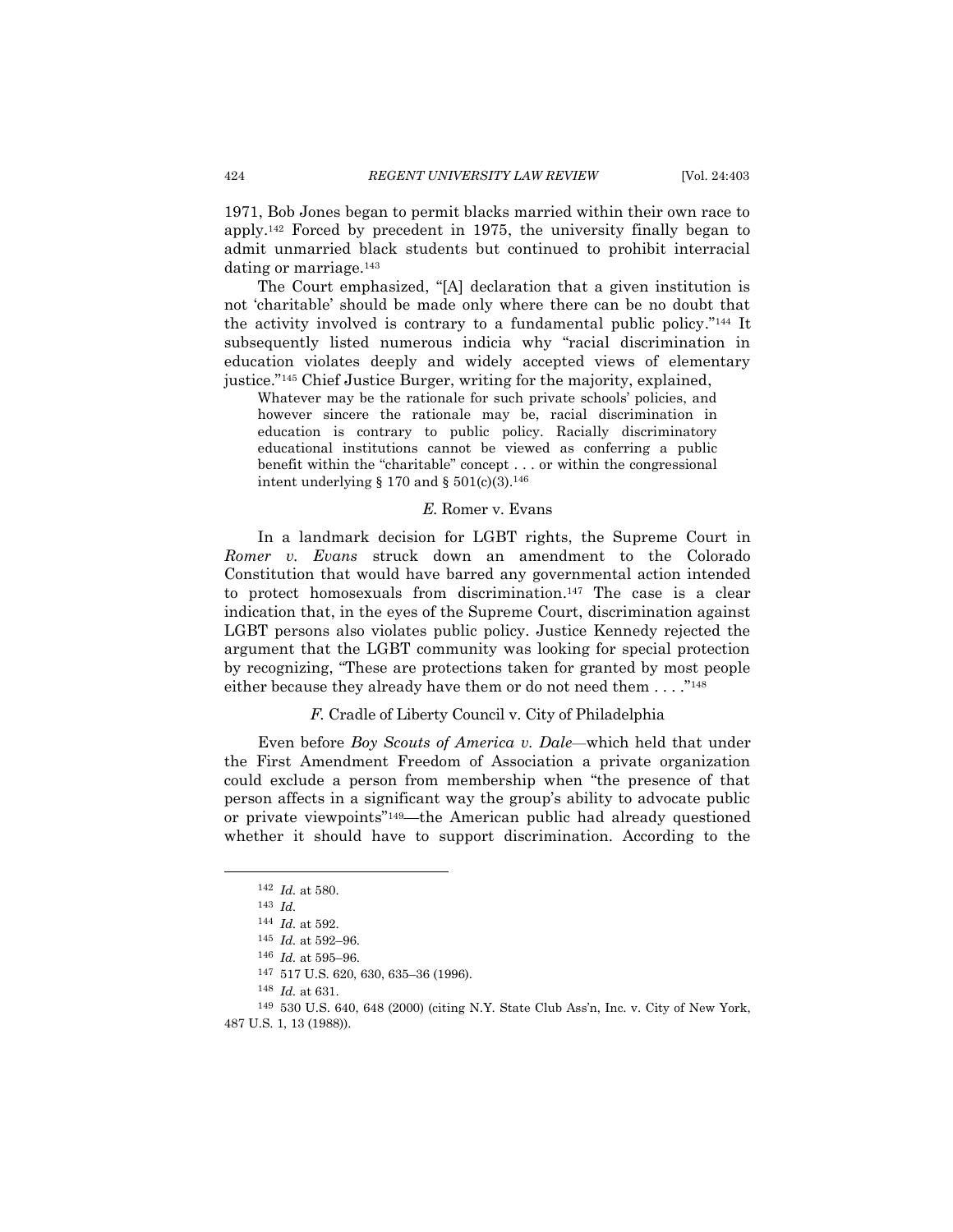1971, Bob Jones began to permit blacks married within their own race to apply.[142] Forced by precedent in 1975, the university finally began to admit unmarried black students but continued to prohibit interracial dating or marriage.[143]

The Court emphasized, "[A] declaration that a given institution is not 'charitable' should be made only where there can be no doubt that the activity involved is contrary to a fundamental public policy."[144] It subsequently listed numerous indicia why "racial discrimination in education violates deeply and widely accepted views of elementary justice."[145] Chief Justice Burger, writing for the majority, explained,

> Whatever may be the rationale for such private schools' policies, and however sincere the rationale may be, racial discrimination in education is contrary to public policy. Racially discriminatory educational institutions cannot be viewed as conferring a public benefit within the "charitable" concept . . . or within the congressional intent underlying § 170 and § 501(c)(3).[146]

### *E.* Romer v. Evans

In a landmark decision for LGBT rights, the Supreme Court in *Romer v. Evans* struck down an amendment to the Colorado Constitution that would have barred any governmental action intended to protect homosexuals from discrimination.[147] The case is a clear indication that, in the eyes of the Supreme Court, discrimination against LGBT persons also violates public policy. Justice Kennedy rejected the argument that the LGBT community was looking for special protection by recognizing, "These are protections taken for granted by most people either because they already have them or do not need them . . . ."[148]

### *F.* Cradle of Liberty Council v. City of Philadelphia

Even before *Boy Scouts of America v. Dale*—which held that under the First Amendment Freedom of Association a private organization could exclude a person from membership when "the presence of that person affects in a significant way the group's ability to advocate public or private viewpoints"[149]—the American public had already questioned whether it should have to support discrimination. According to the

---

[142] *Id.* at 580.

[143] *Id.*

[144] *Id.* at 592.

[145] *Id.* at 592–96.

[146] *Id.* at 595–96.

[147] 517 U.S. 620, 630, 635–36 (1996).

[148] *Id.* at 631.

[149] 530 U.S. 640, 648 (2000) (citing N.Y. State Club Ass'n, Inc. v. City of New York, 487 U.S. 1, 13 (1988)).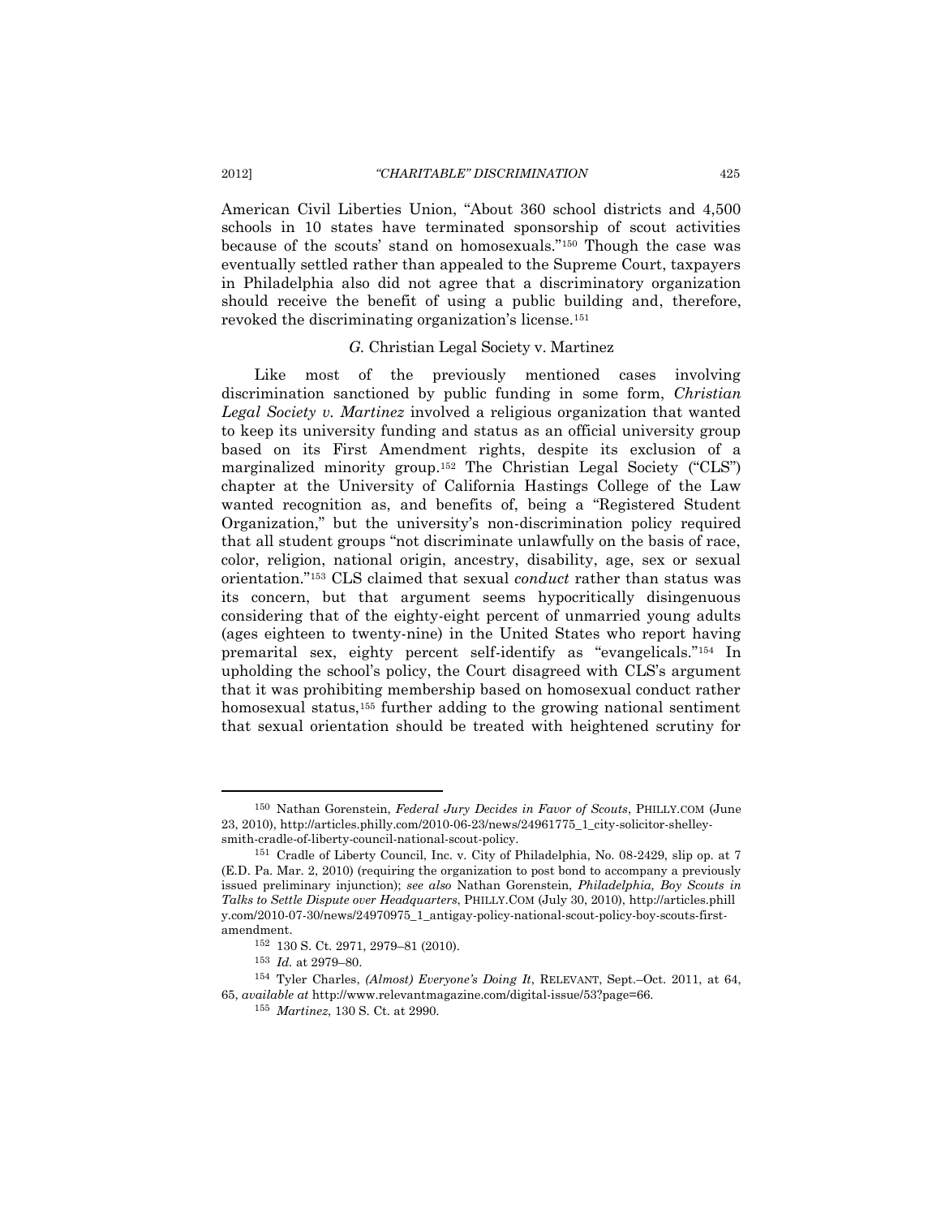American Civil Liberties Union, "About 360 school districts and 4,500 schools in 10 states have terminated sponsorship of scout activities because of the scouts' stand on homosexuals."[150] Though the case was eventually settled rather than appealed to the Supreme Court, taxpayers in Philadelphia also did not agree that a discriminatory organization should receive the benefit of using a public building and, therefore, revoked the discriminating organization's license.[151]

### *G.* Christian Legal Society v. Martinez

Like most of the previously mentioned cases involving discrimination sanctioned by public funding in some form, *Christian Legal Society v. Martinez* involved a religious organization that wanted to keep its university funding and status as an official university group based on its First Amendment rights, despite its exclusion of a marginalized minority group.[152] The Christian Legal Society ("CLS") chapter at the University of California Hastings College of the Law wanted recognition as, and benefits of, being a "Registered Student Organization," but the university's non-discrimination policy required that all student groups "not discriminate unlawfully on the basis of race, color, religion, national origin, ancestry, disability, age, sex or sexual orientation."[153] CLS claimed that sexual *conduct* rather than status was its concern, but that argument seems hypocritically disingenuous considering that of the eighty-eight percent of unmarried young adults (ages eighteen to twenty-nine) in the United States who report having premarital sex, eighty percent self-identify as "evangelicals."[154] In upholding the school's policy, the Court disagreed with CLS's argument that it was prohibiting membership based on homosexual conduct rather homosexual status,[155] further adding to the growing national sentiment that sexual orientation should be treated with heightened scrutiny for

---

150 Nathan Gorenstein, *Federal Jury Decides in Favor of Scouts*, PHILLY.COM (June 23, 2010), http://articles.philly.com/2010-06-23/news/24961775_1_city-solicitor-shelley-smith-cradle-of-liberty-council-national-scout-policy.

151 Cradle of Liberty Council, Inc. v. City of Philadelphia, No. 08-2429, slip op. at 7 (E.D. Pa. Mar. 2, 2010) (requiring the organization to post bond to accompany a previously issued preliminary injunction); *see also* Nathan Gorenstein, *Philadelphia, Boy Scouts in Talks to Settle Dispute over Headquarters*, PHILLY.COM (July 30, 2010), http://articles.philly.com/2010-07-30/news/24970975_1_antigay-policy-national-scout-policy-boy-scouts-first-amendment.

152 130 S. Ct. 2971, 2979–81 (2010).

153 *Id.* at 2979–80.

154 Tyler Charles, *(Almost) Everyone's Doing It*, RELEVANT, Sept.–Oct. 2011, at 64, 65, *available at* http://www.relevantmagazine.com/digital-issue/53?page=66.

155 *Martinez*, 130 S. Ct. at 2990.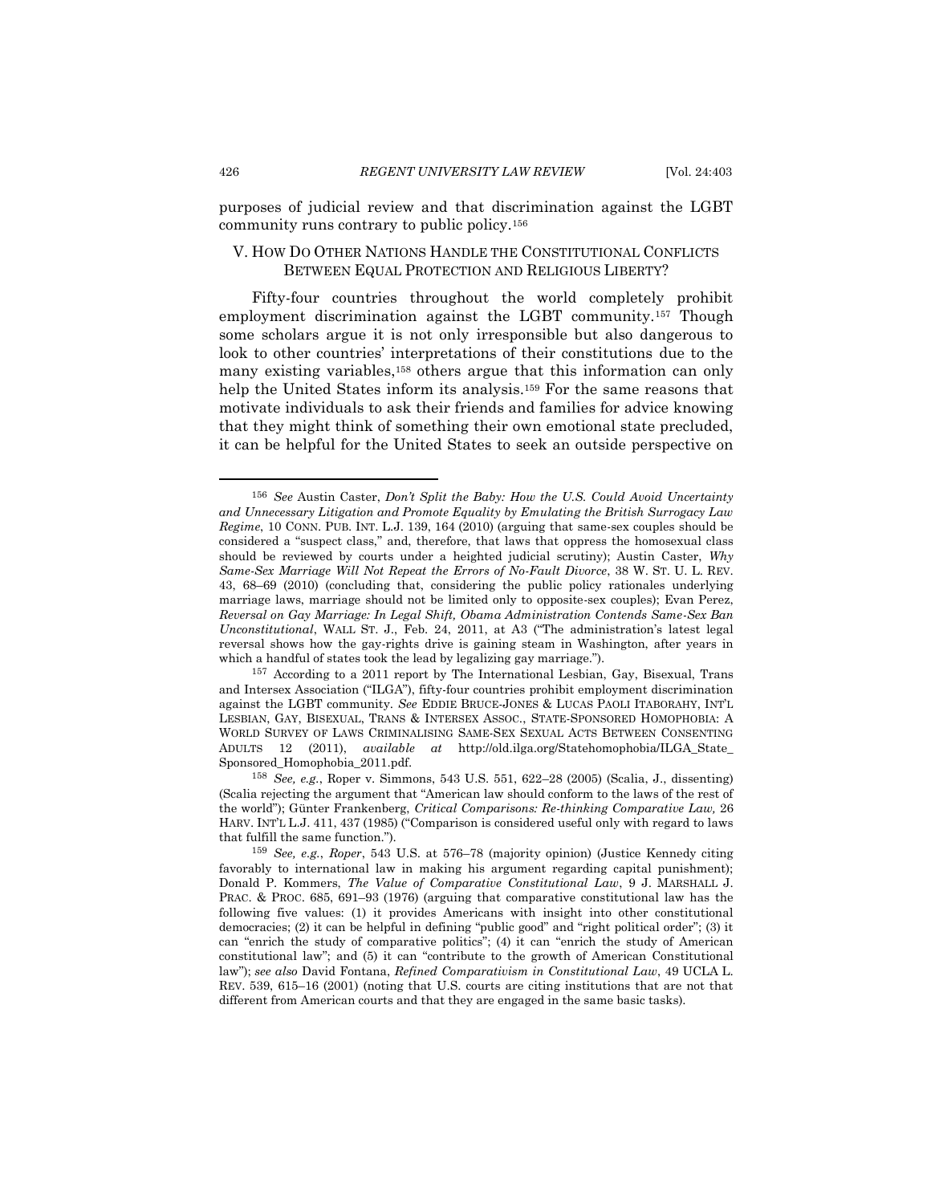purposes of judicial review and that discrimination against the LGBT community runs contrary to public policy.[156]

## V. How Do Other Nations Handle the Constitutional Conflicts Between Equal Protection and Religious Liberty?

Fifty-four countries throughout the world completely prohibit employment discrimination against the LGBT community.[157] Though some scholars argue it is not only irresponsible but also dangerous to look to other countries' interpretations of their constitutions due to the many existing variables,[158] others argue that this information can only help the United States inform its analysis.[159] For the same reasons that motivate individuals to ask their friends and families for advice knowing that they might think of something their own emotional state precluded, it can be helpful for the United States to seek an outside perspective on

---

[156] *See* Austin Caster, *Don't Split the Baby: How the U.S. Could Avoid Uncertainty and Unnecessary Litigation and Promote Equality by Emulating the British Surrogacy Law Regime*, 10 CONN. PUB. INT. L.J. 139, 164 (2010) (arguing that same-sex couples should be considered a "suspect class," and, therefore, that laws that oppress the homosexual class should be reviewed by courts under a heighted judicial scrutiny); Austin Caster, *Why Same-Sex Marriage Will Not Repeat the Errors of No-Fault Divorce*, 38 W. ST. U. L. REV. 43, 68–69 (2010) (concluding that, considering the public policy rationales underlying marriage laws, marriage should not be limited only to opposite-sex couples); Evan Perez, *Reversal on Gay Marriage: In Legal Shift, Obama Administration Contends Same-Sex Ban Unconstitutional*, WALL ST. J., Feb. 24, 2011, at A3 ("The administration's latest legal reversal shows how the gay-rights drive is gaining steam in Washington, after years in which a handful of states took the lead by legalizing gay marriage.").

[157] According to a 2011 report by The International Lesbian, Gay, Bisexual, Trans and Intersex Association ("ILGA"), fifty-four countries prohibit employment discrimination against the LGBT community. *See* EDDIE BRUCE-JONES & LUCAS PAOLI ITABORAHY, INT'L LESBIAN, GAY, BISEXUAL, TRANS & INTERSEX ASSOC., STATE-SPONSORED HOMOPHOBIA: A WORLD SURVEY OF LAWS CRIMINALISING SAME-SEX SEXUAL ACTS BETWEEN CONSENTING ADULTS 12 (2011), *available at* http://old.ilga.org/Statehomophobia/ILGA_State_Sponsored_Homophobia_2011.pdf.

[158] *See, e.g.*, Roper v. Simmons, 543 U.S. 551, 622–28 (2005) (Scalia, J., dissenting) (Scalia rejecting the argument that "American law should conform to the laws of the rest of the world"); Günter Frankenberg, *Critical Comparisons: Re-thinking Comparative Law,* 26 HARV. INT'L L.J. 411, 437 (1985) ("Comparison is considered useful only with regard to laws that fulfill the same function.").

[159] *See, e.g.*, *Roper*, 543 U.S. at 576–78 (majority opinion) (Justice Kennedy citing favorably to international law in making his argument regarding capital punishment); Donald P. Kommers, *The Value of Comparative Constitutional Law*, 9 J. MARSHALL J. PRAC. & PROC. 685, 691–93 (1976) (arguing that comparative constitutional law has the following five values: (1) it provides Americans with insight into other constitutional democracies; (2) it can be helpful in defining "public good" and "right political order"; (3) it can "enrich the study of comparative politics"; (4) it can "enrich the study of American constitutional law"; and (5) it can "contribute to the growth of American Constitutional law"); *see also* David Fontana, *Refined Comparativism in Constitutional Law*, 49 UCLA L. REV. 539, 615–16 (2001) (noting that U.S. courts are citing institutions that are not that different from American courts and that they are engaged in the same basic tasks).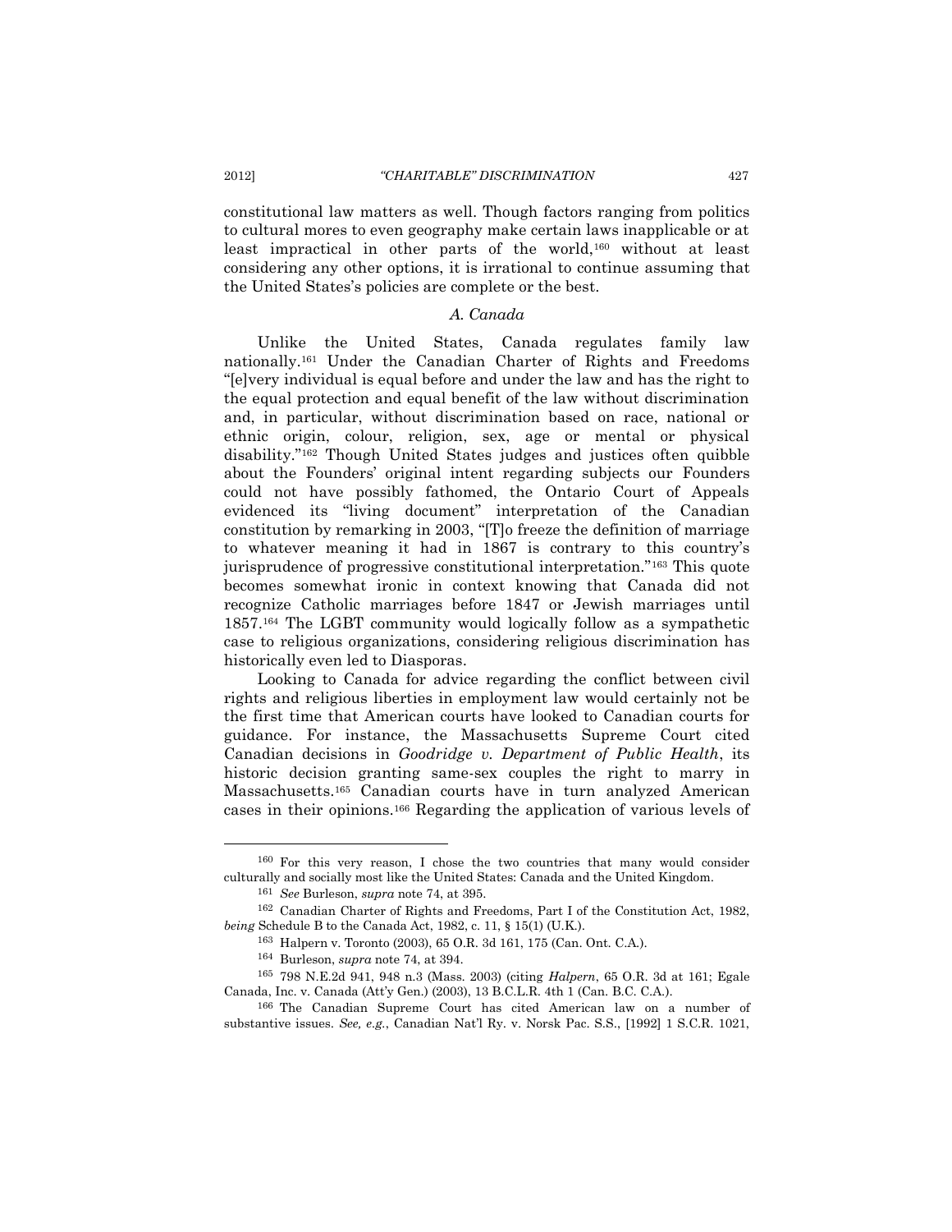constitutional law matters as well. Though factors ranging from politics to cultural mores to even geography make certain laws inapplicable or at least impractical in other parts of the world,[160] without at least considering any other options, it is irrational to continue assuming that the United States's policies are complete or the best.

### *A. Canada*

Unlike the United States, Canada regulates family law nationally.[161] Under the Canadian Charter of Rights and Freedoms "[e]very individual is equal before and under the law and has the right to the equal protection and equal benefit of the law without discrimination and, in particular, without discrimination based on race, national or ethnic origin, colour, religion, sex, age or mental or physical disability."[162] Though United States judges and justices often quibble about the Founders' original intent regarding subjects our Founders could not have possibly fathomed, the Ontario Court of Appeals evidenced its "living document" interpretation of the Canadian constitution by remarking in 2003, "[T]o freeze the definition of marriage to whatever meaning it had in 1867 is contrary to this country's jurisprudence of progressive constitutional interpretation."[163] This quote becomes somewhat ironic in context knowing that Canada did not recognize Catholic marriages before 1847 or Jewish marriages until 1857.[164] The LGBT community would logically follow as a sympathetic case to religious organizations, considering religious discrimination has historically even led to Diasporas.

Looking to Canada for advice regarding the conflict between civil rights and religious liberties in employment law would certainly not be the first time that American courts have looked to Canadian courts for guidance. For instance, the Massachusetts Supreme Court cited Canadian decisions in *Goodridge v. Department of Public Health*, its historic decision granting same-sex couples the right to marry in Massachusetts.[165] Canadian courts have in turn analyzed American cases in their opinions.[166] Regarding the application of various levels of

---

[160] For this very reason, I chose the two countries that many would consider culturally and socially most like the United States: Canada and the United Kingdom.

[161] *See* Burleson, *supra* note 74, at 395.

[162] Canadian Charter of Rights and Freedoms, Part I of the Constitution Act, 1982, *being* Schedule B to the Canada Act, 1982, c. 11, § 15(1) (U.K.).

[163] Halpern v. Toronto (2003), 65 O.R. 3d 161, 175 (Can. Ont. C.A.).

[164] Burleson, *supra* note 74, at 394.

[165] 798 N.E.2d 941, 948 n.3 (Mass. 2003) (citing *Halpern*, 65 O.R. 3d at 161; Egale Canada, Inc. v. Canada (Att'y Gen.) (2003), 13 B.C.L.R. 4th 1 (Can. B.C. C.A.).

[166] The Canadian Supreme Court has cited American law on a number of substantive issues. *See, e.g.*, Canadian Nat'l Ry. v. Norsk Pac. S.S., [1992] 1 S.C.R. 1021,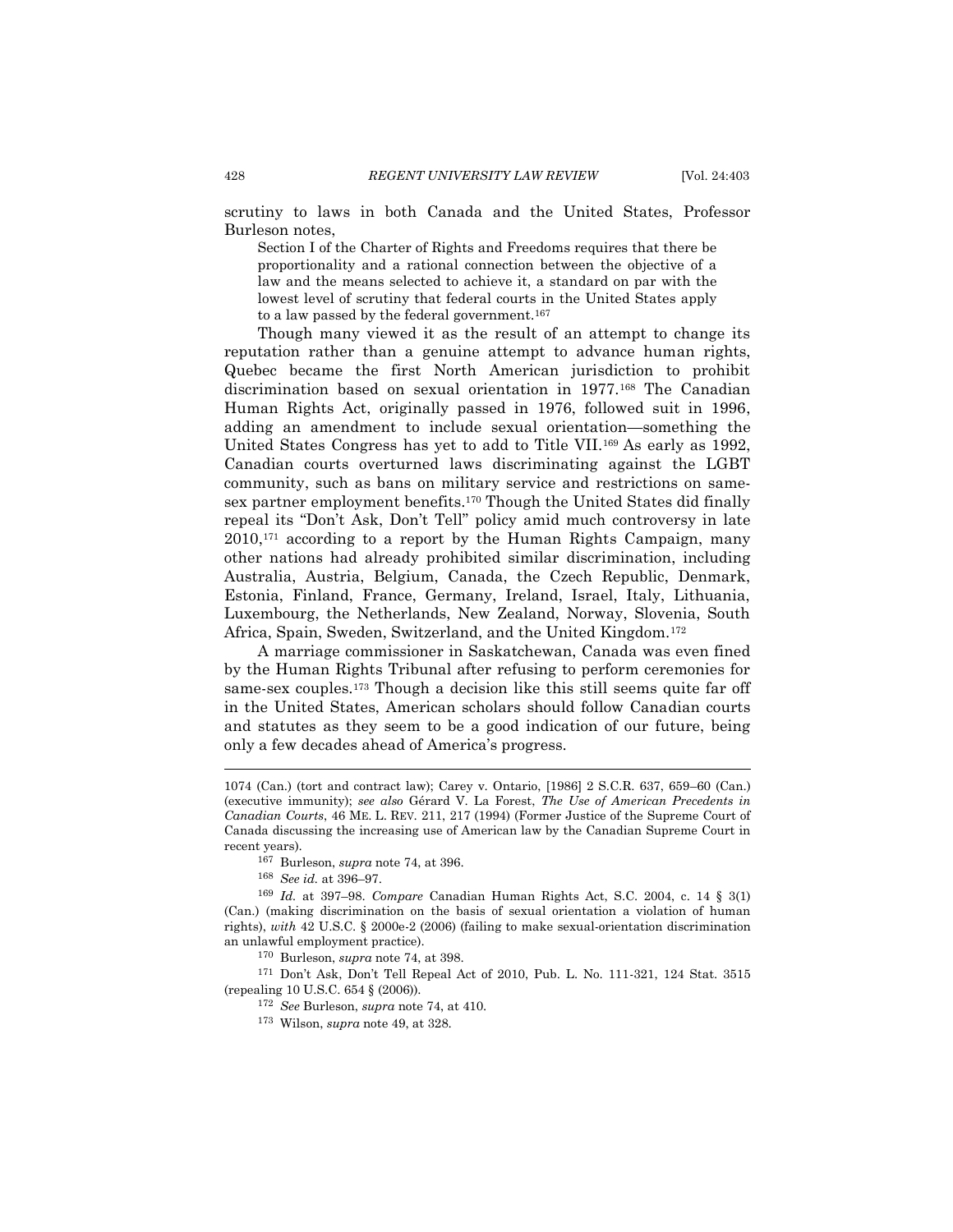scrutiny to laws in both Canada and the United States, Professor Burleson notes,

> Section I of the Charter of Rights and Freedoms requires that there be proportionality and a rational connection between the objective of a law and the means selected to achieve it, a standard on par with the lowest level of scrutiny that federal courts in the United States apply to a law passed by the federal government.[167]

Though many viewed it as the result of an attempt to change its reputation rather than a genuine attempt to advance human rights, Quebec became the first North American jurisdiction to prohibit discrimination based on sexual orientation in 1977.[168] The Canadian Human Rights Act, originally passed in 1976, followed suit in 1996, adding an amendment to include sexual orientation—something the United States Congress has yet to add to Title VII.[169] As early as 1992, Canadian courts overturned laws discriminating against the LGBT community, such as bans on military service and restrictions on same-sex partner employment benefits.[170] Though the United States did finally repeal its "Don't Ask, Don't Tell" policy amid much controversy in late 2010,[171] according to a report by the Human Rights Campaign, many other nations had already prohibited similar discrimination, including Australia, Austria, Belgium, Canada, the Czech Republic, Denmark, Estonia, Finland, France, Germany, Ireland, Israel, Italy, Lithuania, Luxembourg, the Netherlands, New Zealand, Norway, Slovenia, South Africa, Spain, Sweden, Switzerland, and the United Kingdom.[172]

A marriage commissioner in Saskatchewan, Canada was even fined by the Human Rights Tribunal after refusing to perform ceremonies for same-sex couples.[173] Though a decision like this still seems quite far off in the United States, American scholars should follow Canadian courts and statutes as they seem to be a good indication of our future, being only a few decades ahead of America's progress.

---

1074 (Can.) (tort and contract law); Carey v. Ontario, [1986] 2 S.C.R. 637, 659–60 (Can.) (executive immunity); *see also* Gérard V. La Forest, *The Use of American Precedents in Canadian Courts*, 46 ME. L. REV. 211, 217 (1994) (Former Justice of the Supreme Court of Canada discussing the increasing use of American law by the Canadian Supreme Court in recent years).

[167] Burleson, *supra* note 74, at 396.

[168] *See id.* at 396–97.

[169] *Id.* at 397–98. *Compare* Canadian Human Rights Act, S.C. 2004, c. 14 § 3(1) (Can.) (making discrimination on the basis of sexual orientation a violation of human rights), *with* 42 U.S.C. § 2000e-2 (2006) (failing to make sexual-orientation discrimination an unlawful employment practice).

[170] Burleson, *supra* note 74, at 398.

[171] Don't Ask, Don't Tell Repeal Act of 2010, Pub. L. No. 111-321, 124 Stat. 3515 (repealing 10 U.S.C. 654 § (2006)).

[172] *See* Burleson, *supra* note 74, at 410.

[173] Wilson, *supra* note 49, at 328.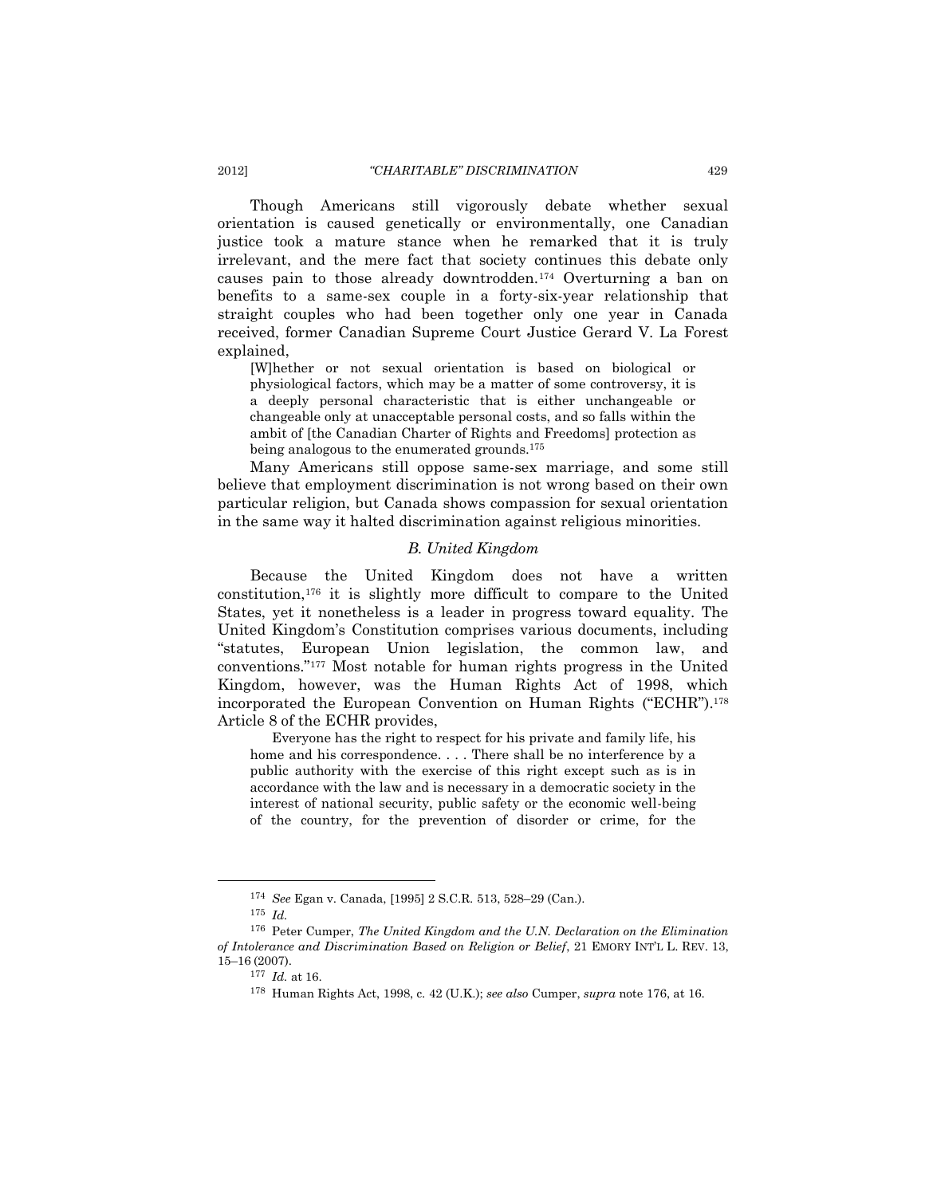Though Americans still vigorously debate whether sexual orientation is caused genetically or environmentally, one Canadian justice took a mature stance when he remarked that it is truly irrelevant, and the mere fact that society continues this debate only causes pain to those already downtrodden.[174] Overturning a ban on benefits to a same-sex couple in a forty-six-year relationship that straight couples who had been together only one year in Canada received, former Canadian Supreme Court Justice Gerard V. La Forest explained,

> [W]hether or not sexual orientation is based on biological or physiological factors, which may be a matter of some controversy, it is a deeply personal characteristic that is either unchangeable or changeable only at unacceptable personal costs, and so falls within the ambit of [the Canadian Charter of Rights and Freedoms] protection as being analogous to the enumerated grounds.[175]

Many Americans still oppose same-sex marriage, and some still believe that employment discrimination is not wrong based on their own particular religion, but Canada shows compassion for sexual orientation in the same way it halted discrimination against religious minorities.

### *B. United Kingdom*

Because the United Kingdom does not have a written constitution,[176] it is slightly more difficult to compare to the United States, yet it nonetheless is a leader in progress toward equality. The United Kingdom's Constitution comprises various documents, including "statutes, European Union legislation, the common law, and conventions."[177] Most notable for human rights progress in the United Kingdom, however, was the Human Rights Act of 1998, which incorporated the European Convention on Human Rights ("ECHR").[178] Article 8 of the ECHR provides,

> Everyone has the right to respect for his private and family life, his home and his correspondence. . . . There shall be no interference by a public authority with the exercise of this right except such as is in accordance with the law and is necessary in a democratic society in the interest of national security, public safety or the economic well-being of the country, for the prevention of disorder or crime, for the

---

[174] *See* Egan v. Canada, [1995] 2 S.C.R. 513, 528–29 (Can.).

[175] *Id.*

[176] Peter Cumper, *The United Kingdom and the U.N. Declaration on the Elimination of Intolerance and Discrimination Based on Religion or Belief*, 21 EMORY INT'L L. REV. 13, 15–16 (2007).

[177] *Id.* at 16.

[178] Human Rights Act, 1998, c. 42 (U.K.); *see also* Cumper, *supra* note 176, at 16.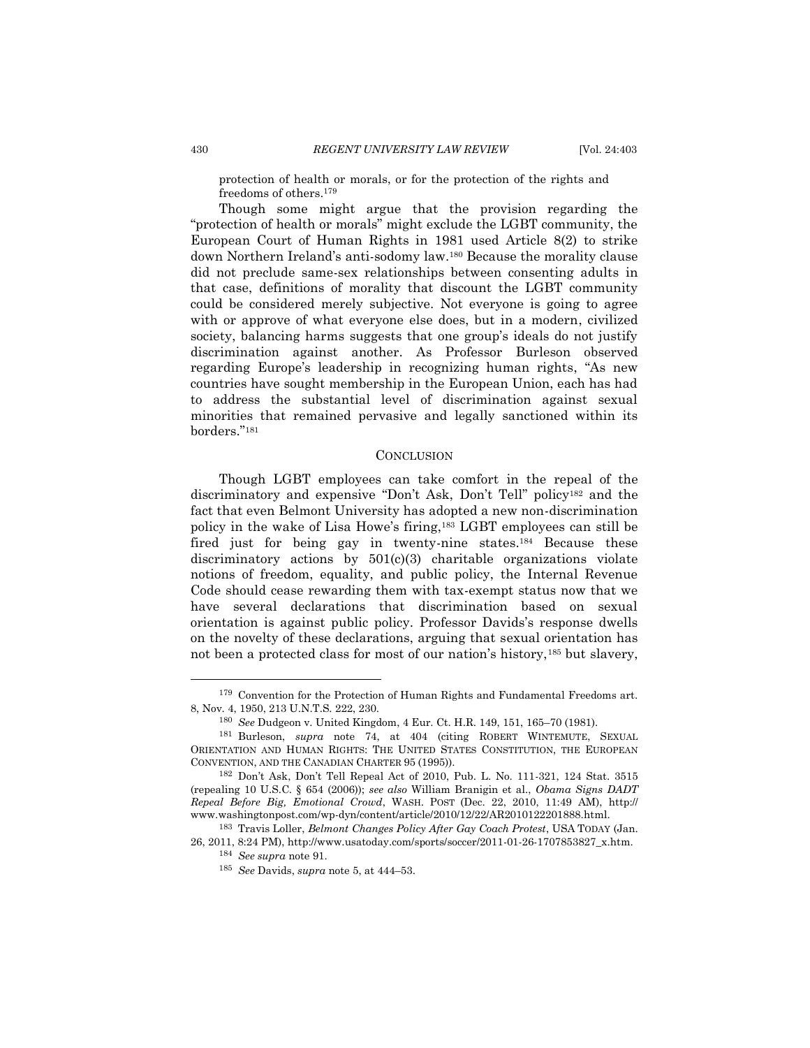protection of health or morals, or for the protection of the rights and freedoms of others.[179]

Though some might argue that the provision regarding the "protection of health or morals" might exclude the LGBT community, the European Court of Human Rights in 1981 used Article 8(2) to strike down Northern Ireland's anti-sodomy law.[180] Because the morality clause did not preclude same-sex relationships between consenting adults in that case, definitions of morality that discount the LGBT community could be considered merely subjective. Not everyone is going to agree with or approve of what everyone else does, but in a modern, civilized society, balancing harms suggests that one group's ideals do not justify discrimination against another. As Professor Burleson observed regarding Europe's leadership in recognizing human rights, "As new countries have sought membership in the European Union, each has had to address the substantial level of discrimination against sexual minorities that remained pervasive and legally sanctioned within its borders."[181]

## CONCLUSION

Though LGBT employees can take comfort in the repeal of the discriminatory and expensive "Don't Ask, Don't Tell" policy[182] and the fact that even Belmont University has adopted a new non-discrimination policy in the wake of Lisa Howe's firing,[183] LGBT employees can still be fired just for being gay in twenty-nine states.[184] Because these discriminatory actions by 501(c)(3) charitable organizations violate notions of freedom, equality, and public policy, the Internal Revenue Code should cease rewarding them with tax-exempt status now that we have several declarations that discrimination based on sexual orientation is against public policy. Professor Davids's response dwells on the novelty of these declarations, arguing that sexual orientation has not been a protected class for most of our nation's history,[185] but slavery,

---

[179] Convention for the Protection of Human Rights and Fundamental Freedoms art. 8, Nov. 4, 1950, 213 U.N.T.S. 222, 230.

[180] *See* Dudgeon v. United Kingdom, 4 Eur. Ct. H.R. 149, 151, 165–70 (1981).

[181] Burleson, *supra* note 74, at 404 (citing ROBERT WINTEMUTE, SEXUAL ORIENTATION AND HUMAN RIGHTS: THE UNITED STATES CONSTITUTION, THE EUROPEAN CONVENTION, AND THE CANADIAN CHARTER 95 (1995)).

[182] Don't Ask, Don't Tell Repeal Act of 2010, Pub. L. No. 111-321, 124 Stat. 3515 (repealing 10 U.S.C. § 654 (2006)); *see also* William Branigin et al., *Obama Signs DADT Repeal Before Big, Emotional Crowd*, WASH. POST (Dec. 22, 2010, 11:49 AM), http://www.washingtonpost.com/wp-dyn/content/article/2010/12/22/AR2010122201888.html.

[183] Travis Loller, *Belmont Changes Policy After Gay Coach Protest*, USA TODAY (Jan. 26, 2011, 8:24 PM), http://www.usatoday.com/sports/soccer/2011-01-26-1707853827_x.htm.

[184] *See supra* note 91.

[185] *See* Davids, *supra* note 5, at 444–53.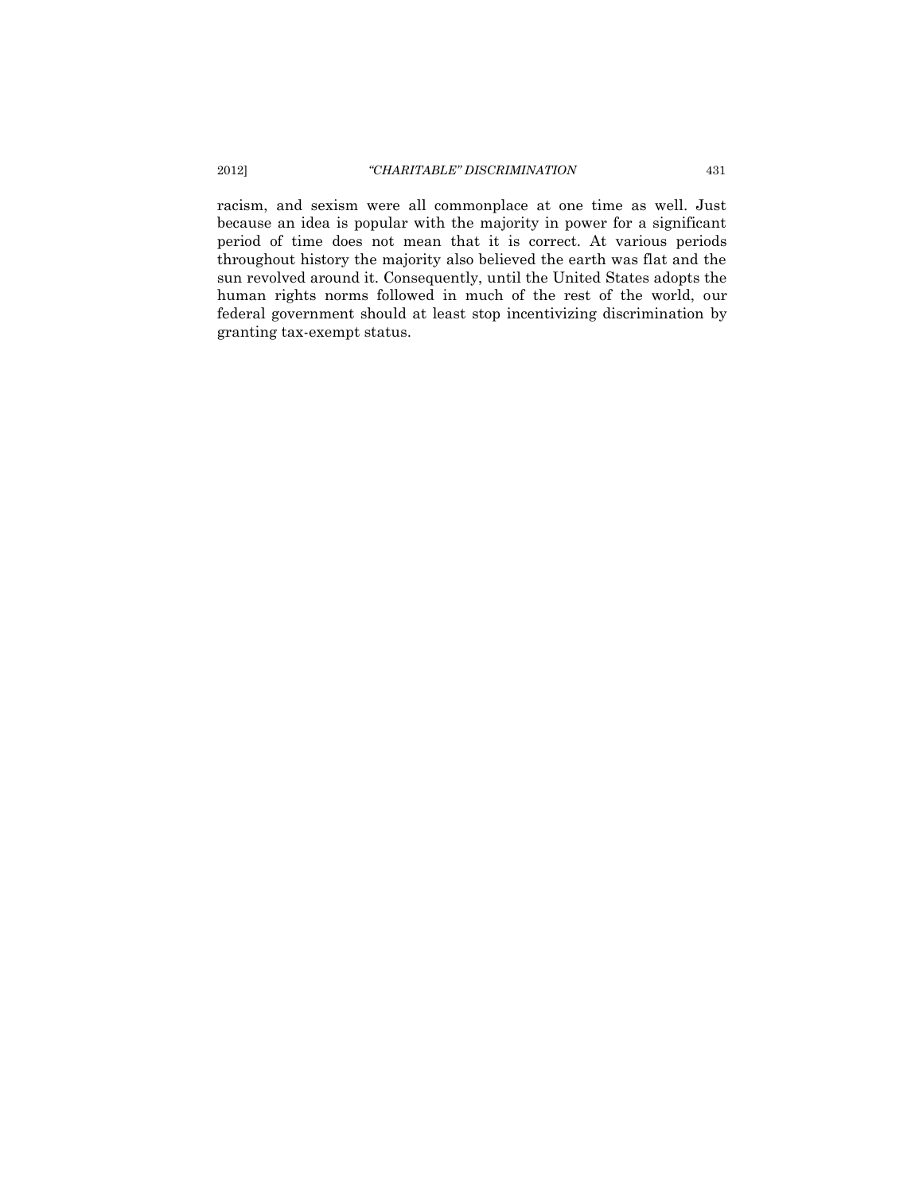racism, and sexism were all commonplace at one time as well. Just because an idea is popular with the majority in power for a significant period of time does not mean that it is correct. At various periods throughout history the majority also believed the earth was flat and the sun revolved around it. Consequently, until the United States adopts the human rights norms followed in much of the rest of the world, our federal government should at least stop incentivizing discrimination by granting tax-exempt status.